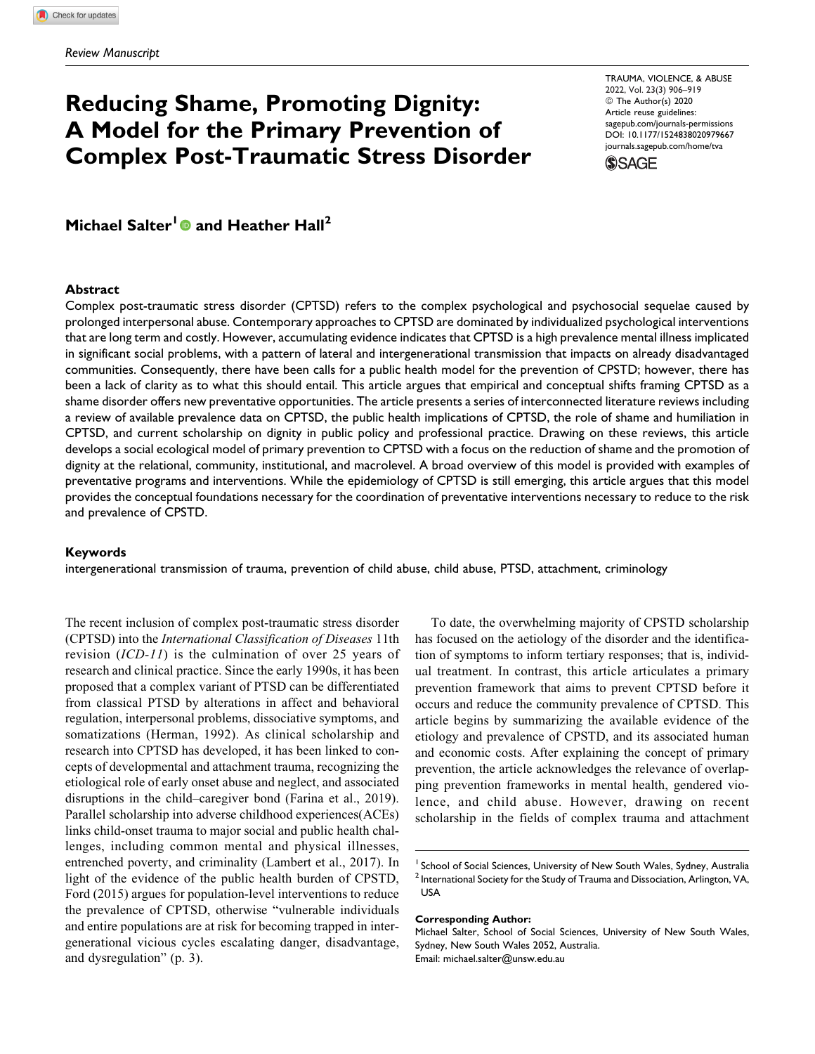*Review Manuscript*

# Reducing Shame, Promoting Dignity: A Model for the Primary Prevention of Complex Post-Traumatic Stress Disorder

TRAUMA, VIOLENCE, & ABUSE
2022, Vol. 23(3) 906–919
© The Author(s) 2020
Article reuse guidelines:
sagepub.com/journals-permissions
DOI: 10.1177/1524838020979667
journals.sagepub.com/home/tva

**Michael Salter[1] and Heather Hall[2]**

## Abstract

Complex post-traumatic stress disorder (CPTSD) refers to the complex psychological and psychosocial sequelae caused by prolonged interpersonal abuse. Contemporary approaches to CPTSD are dominated by individualized psychological interventions that are long term and costly. However, accumulating evidence indicates that CPTSD is a high prevalence mental illness implicated in significant social problems, with a pattern of lateral and intergenerational transmission that impacts on already disadvantaged communities. Consequently, there have been calls for a public health model for the prevention of CPSTD; however, there has been a lack of clarity as to what this should entail. This article argues that empirical and conceptual shifts framing CPTSD as a shame disorder offers new preventative opportunities. The article presents a series of interconnected literature reviews including a review of available prevalence data on CPTSD, the public health implications of CPTSD, the role of shame and humiliation in CPTSD, and current scholarship on dignity in public policy and professional practice. Drawing on these reviews, this article develops a social ecological model of primary prevention to CPTSD with a focus on the reduction of shame and the promotion of dignity at the relational, community, institutional, and macrolevel. A broad overview of this model is provided with examples of preventative programs and interventions. While the epidemiology of CPTSD is still emerging, this article argues that this model provides the conceptual foundations necessary for the coordination of preventative interventions necessary to reduce to the risk and prevalence of CPSTD.

## Keywords

intergenerational transmission of trauma, prevention of child abuse, child abuse, PTSD, attachment, criminology

The recent inclusion of complex post-traumatic stress disorder (CPTSD) into the *International Classification of Diseases* 11th revision (*ICD-11*) is the culmination of over 25 years of research and clinical practice. Since the early 1990s, it has been proposed that a complex variant of PTSD can be differentiated from classical PTSD by alterations in affect and behavioral regulation, interpersonal problems, dissociative symptoms, and somatizations (Herman, 1992). As clinical scholarship and research into CPTSD has developed, it has been linked to concepts of developmental and attachment trauma, recognizing the etiological role of early onset abuse and neglect, and associated disruptions in the child–caregiver bond (Farina et al., 2019). Parallel scholarship into adverse childhood experiences(ACEs) links child-onset trauma to major social and public health challenges, including common mental and physical illnesses, entrenched poverty, and criminality (Lambert et al., 2017). In light of the evidence of the public health burden of CPSTD, Ford (2015) argues for population-level interventions to reduce the prevalence of CPTSD, otherwise "vulnerable individuals and entire populations are at risk for becoming trapped in intergenerational vicious cycles escalating danger, disadvantage, and dysregulation" (p. 3).

To date, the overwhelming majority of CPSTD scholarship has focused on the aetiology of the disorder and the identification of symptoms to inform tertiary responses; that is, individual treatment. In contrast, this article articulates a primary prevention framework that aims to prevent CPTSD before it occurs and reduce the community prevalence of CPTSD. This article begins by summarizing the available evidence of the etiology and prevalence of CPSTD, and its associated human and economic costs. After explaining the concept of primary prevention, the article acknowledges the relevance of overlapping prevention frameworks in mental health, gendered violence, and child abuse. However, drawing on recent scholarship in the fields of complex trauma and attachment

[1] School of Social Sciences, University of New South Wales, Sydney, Australia
[2] International Society for the Study of Trauma and Dissociation, Arlington, VA, USA

**Corresponding Author:**
Michael Salter, School of Social Sciences, University of New South Wales, Sydney, New South Wales 2052, Australia.
Email: michael.salter@unsw.edu.au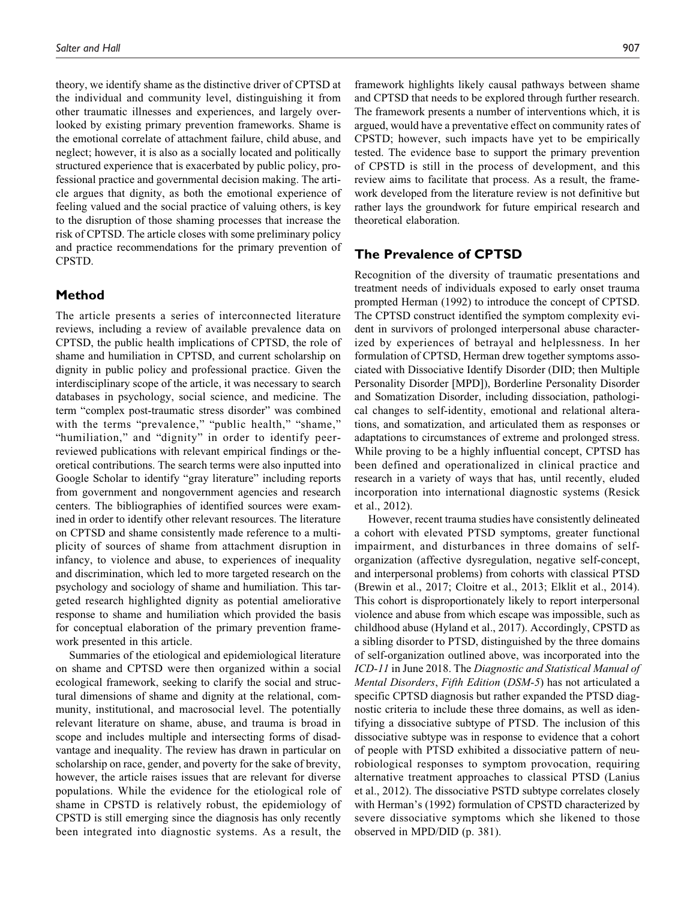theory, we identify shame as the distinctive driver of CPTSD at the individual and community level, distinguishing it from other traumatic illnesses and experiences, and largely overlooked by existing primary prevention frameworks. Shame is the emotional correlate of attachment failure, child abuse, and neglect; however, it is also as a socially located and politically structured experience that is exacerbated by public policy, professional practice and governmental decision making. The article argues that dignity, as both the emotional experience of feeling valued and the social practice of valuing others, is key to the disruption of those shaming processes that increase the risk of CPTSD. The article closes with some preliminary policy and practice recommendations for the primary prevention of CPSTD.

## Method

The article presents a series of interconnected literature reviews, including a review of available prevalence data on CPTSD, the public health implications of CPTSD, the role of shame and humiliation in CPTSD, and current scholarship on dignity in public policy and professional practice. Given the interdisciplinary scope of the article, it was necessary to search databases in psychology, social science, and medicine. The term "complex post-traumatic stress disorder" was combined with the terms "prevalence," "public health," "shame," "humiliation," and "dignity" in order to identify peer-reviewed publications with relevant empirical findings or theoretical contributions. The search terms were also inputted into Google Scholar to identify "gray literature" including reports from government and nongovernment agencies and research centers. The bibliographies of identified sources were examined in order to identify other relevant resources. The literature on CPTSD and shame consistently made reference to a multiplicity of sources of shame from attachment disruption in infancy, to violence and abuse, to experiences of inequality and discrimination, which led to more targeted research on the psychology and sociology of shame and humiliation. This targeted research highlighted dignity as potential ameliorative response to shame and humiliation which provided the basis for conceptual elaboration of the primary prevention framework presented in this article.

Summaries of the etiological and epidemiological literature on shame and CPTSD were then organized within a social ecological framework, seeking to clarify the social and structural dimensions of shame and dignity at the relational, community, institutional, and macrosocial level. The potentially relevant literature on shame, abuse, and trauma is broad in scope and includes multiple and intersecting forms of disadvantage and inequality. The review has drawn in particular on scholarship on race, gender, and poverty for the sake of brevity, however, the article raises issues that are relevant for diverse populations. While the evidence for the etiological role of shame in CPSTD is relatively robust, the epidemiology of CPSTD is still emerging since the diagnosis has only recently been integrated into diagnostic systems. As a result, the framework highlights likely causal pathways between shame and CPTSD that needs to be explored through further research. The framework presents a number of interventions which, it is argued, would have a preventative effect on community rates of CPSTD; however, such impacts have yet to be empirically tested. The evidence base to support the primary prevention of CPSTD is still in the process of development, and this review aims to facilitate that process. As a result, the framework developed from the literature review is not definitive but rather lays the groundwork for future empirical research and theoretical elaboration.

## The Prevalence of CPTSD

Recognition of the diversity of traumatic presentations and treatment needs of individuals exposed to early onset trauma prompted Herman (1992) to introduce the concept of CPTSD. The CPTSD construct identified the symptom complexity evident in survivors of prolonged interpersonal abuse characterized by experiences of betrayal and helplessness. In her formulation of CPTSD, Herman drew together symptoms associated with Dissociative Identify Disorder (DID; then Multiple Personality Disorder [MPD]), Borderline Personality Disorder and Somatization Disorder, including dissociation, pathological changes to self-identity, emotional and relational alterations, and somatization, and articulated them as responses or adaptations to circumstances of extreme and prolonged stress. While proving to be a highly influential concept, CPTSD has been defined and operationalized in clinical practice and research in a variety of ways that has, until recently, eluded incorporation into international diagnostic systems (Resick et al., 2012).

However, recent trauma studies have consistently delineated a cohort with elevated PTSD symptoms, greater functional impairment, and disturbances in three domains of self-organization (affective dysregulation, negative self-concept, and interpersonal problems) from cohorts with classical PTSD (Brewin et al., 2017; Cloitre et al., 2013; Elklit et al., 2014). This cohort is disproportionately likely to report interpersonal violence and abuse from which escape was impossible, such as childhood abuse (Hyland et al., 2017). Accordingly, CPSTD as a sibling disorder to PTSD, distinguished by the three domains of self-organization outlined above, was incorporated into the *ICD-11* in June 2018. The *Diagnostic and Statistical Manual of Mental Disorders*, *Fifth Edition* (*DSM-5*) has not articulated a specific CPTSD diagnosis but rather expanded the PTSD diagnostic criteria to include these three domains, as well as identifying a dissociative subtype of PTSD. The inclusion of this dissociative subtype was in response to evidence that a cohort of people with PTSD exhibited a dissociative pattern of neurobiological responses to symptom provocation, requiring alternative treatment approaches to classical PTSD (Lanius et al., 2012). The dissociative PSTD subtype correlates closely with Herman's (1992) formulation of CPTSD characterized by severe dissociative symptoms which she likened to those observed in MPD/DID (p. 381).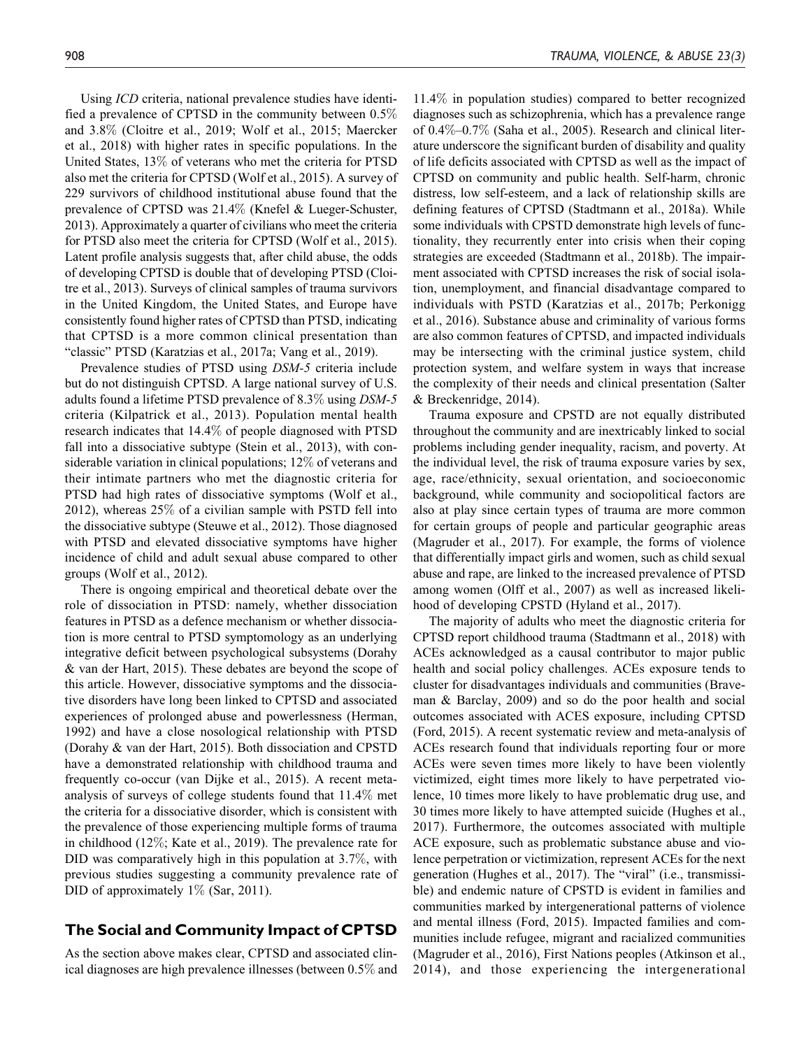Using *ICD* criteria, national prevalence studies have identified a prevalence of CPTSD in the community between 0.5% and 3.8% (Cloitre et al., 2019; Wolf et al., 2015; Maercker et al., 2018) with higher rates in specific populations. In the United States, 13% of veterans who met the criteria for PTSD also met the criteria for CPTSD (Wolf et al., 2015). A survey of 229 survivors of childhood institutional abuse found that the prevalence of CPTSD was 21.4% (Knefel & Lueger-Schuster, 2013). Approximately a quarter of civilians who meet the criteria for PTSD also meet the criteria for CPTSD (Wolf et al., 2015). Latent profile analysis suggests that, after child abuse, the odds of developing CPTSD is double that of developing PTSD (Cloitre et al., 2013). Surveys of clinical samples of trauma survivors in the United Kingdom, the United States, and Europe have consistently found higher rates of CPTSD than PTSD, indicating that CPTSD is a more common clinical presentation than "classic" PTSD (Karatzias et al., 2017a; Vang et al., 2019).

Prevalence studies of PTSD using *DSM-5* criteria include but do not distinguish CPTSD. A large national survey of U.S. adults found a lifetime PTSD prevalence of 8.3% using *DSM-5* criteria (Kilpatrick et al., 2013). Population mental health research indicates that 14.4% of people diagnosed with PTSD fall into a dissociative subtype (Stein et al., 2013), with considerable variation in clinical populations; 12% of veterans and their intimate partners who met the diagnostic criteria for PTSD had high rates of dissociative symptoms (Wolf et al., 2012), whereas 25% of a civilian sample with PSTD fell into the dissociative subtype (Steuwe et al., 2012). Those diagnosed with PTSD and elevated dissociative symptoms have higher incidence of child and adult sexual abuse compared to other groups (Wolf et al., 2012).

There is ongoing empirical and theoretical debate over the role of dissociation in PTSD: namely, whether dissociation features in PTSD as a defence mechanism or whether dissociation is more central to PTSD symptomology as an underlying integrative deficit between psychological subsystems (Dorahy & van der Hart, 2015). These debates are beyond the scope of this article. However, dissociative symptoms and the dissociative disorders have long been linked to CPTSD and associated experiences of prolonged abuse and powerlessness (Herman, 1992) and have a close nosological relationship with PTSD (Dorahy & van der Hart, 2015). Both dissociation and CPSTD have a demonstrated relationship with childhood trauma and frequently co-occur (van Dijke et al., 2015). A recent meta-analysis of surveys of college students found that 11.4% met the criteria for a dissociative disorder, which is consistent with the prevalence of those experiencing multiple forms of trauma in childhood (12%; Kate et al., 2019). The prevalence rate for DID was comparatively high in this population at 3.7%, with previous studies suggesting a community prevalence rate of DID of approximately 1% (Sar, 2011).

## The Social and Community Impact of CPTSD

As the section above makes clear, CPTSD and associated clinical diagnoses are high prevalence illnesses (between 0.5% and 11.4% in population studies) compared to better recognized diagnoses such as schizophrenia, which has a prevalence range of 0.4%–0.7% (Saha et al., 2005). Research and clinical literature underscore the significant burden of disability and quality of life deficits associated with CPTSD as well as the impact of CPTSD on community and public health. Self-harm, chronic distress, low self-esteem, and a lack of relationship skills are defining features of CPTSD (Stadtmann et al., 2018a). While some individuals with CPSTD demonstrate high levels of functionality, they recurrently enter into crisis when their coping strategies are exceeded (Stadtmann et al., 2018b). The impairment associated with CPTSD increases the risk of social isolation, unemployment, and financial disadvantage compared to individuals with PSTD (Karatzias et al., 2017b; Perkonigg et al., 2016). Substance abuse and criminality of various forms are also common features of CPTSD, and impacted individuals may be intersecting with the criminal justice system, child protection system, and welfare system in ways that increase the complexity of their needs and clinical presentation (Salter & Breckenridge, 2014).

Trauma exposure and CPSTD are not equally distributed throughout the community and are inextricably linked to social problems including gender inequality, racism, and poverty. At the individual level, the risk of trauma exposure varies by sex, age, race/ethnicity, sexual orientation, and socioeconomic background, while community and sociopolitical factors are also at play since certain types of trauma are more common for certain groups of people and particular geographic areas (Magruder et al., 2017). For example, the forms of violence that differentially impact girls and women, such as child sexual abuse and rape, are linked to the increased prevalence of PTSD among women (Olff et al., 2007) as well as increased likelihood of developing CPSTD (Hyland et al., 2017).

The majority of adults who meet the diagnostic criteria for CPTSD report childhood trauma (Stadtmann et al., 2018) with ACEs acknowledged as a causal contributor to major public health and social policy challenges. ACEs exposure tends to cluster for disadvantages individuals and communities (Braveman & Barclay, 2009) and so do the poor health and social outcomes associated with ACES exposure, including CPTSD (Ford, 2015). A recent systematic review and meta-analysis of ACEs research found that individuals reporting four or more ACEs were seven times more likely to have been violently victimized, eight times more likely to have perpetrated violence, 10 times more likely to have problematic drug use, and 30 times more likely to have attempted suicide (Hughes et al., 2017). Furthermore, the outcomes associated with multiple ACE exposure, such as problematic substance abuse and violence perpetration or victimization, represent ACEs for the next generation (Hughes et al., 2017). The "viral" (i.e., transmissible) and endemic nature of CPSTD is evident in families and communities marked by intergenerational patterns of violence and mental illness (Ford, 2015). Impacted families and communities include refugee, migrant and racialized communities (Magruder et al., 2016), First Nations peoples (Atkinson et al., 2014), and those experiencing the intergenerational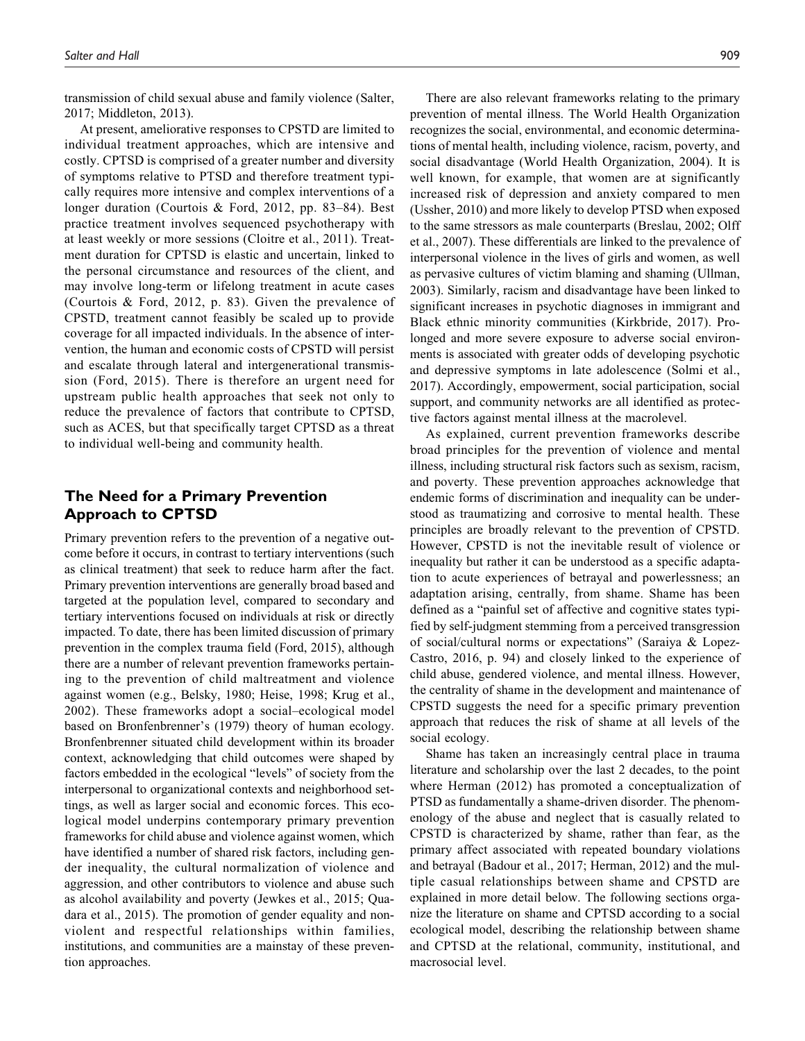transmission of child sexual abuse and family violence (Salter, 2017; Middleton, 2013).

At present, ameliorative responses to CPSTD are limited to individual treatment approaches, which are intensive and costly. CPTSD is comprised of a greater number and diversity of symptoms relative to PTSD and therefore treatment typically requires more intensive and complex interventions of a longer duration (Courtois & Ford, 2012, pp. 83–84). Best practice treatment involves sequenced psychotherapy with at least weekly or more sessions (Cloitre et al., 2011). Treatment duration for CPTSD is elastic and uncertain, linked to the personal circumstance and resources of the client, and may involve long-term or lifelong treatment in acute cases (Courtois & Ford, 2012, p. 83). Given the prevalence of CPTSD, treatment cannot feasibly be scaled up to provide coverage for all impacted individuals. In the absence of intervention, the human and economic costs of CPTSD will persist and escalate through lateral and intergenerational transmission (Ford, 2015). There is therefore an urgent need for upstream public health approaches that seek not only to reduce the prevalence of factors that contribute to CPTSD, such as ACES, but that specifically target CPTSD as a threat to individual well-being and community health.

## The Need for a Primary Prevention Approach to CPTSD

Primary prevention refers to the prevention of a negative outcome before it occurs, in contrast to tertiary interventions (such as clinical treatment) that seek to reduce harm after the fact. Primary prevention interventions are generally broad based and targeted at the population level, compared to secondary and tertiary interventions focused on individuals at risk or directly impacted. To date, there has been limited discussion of primary prevention in the complex trauma field (Ford, 2015), although there are a number of relevant prevention frameworks pertaining to the prevention of child maltreatment and violence against women (e.g., Belsky, 1980; Heise, 1998; Krug et al., 2002). These frameworks adopt a social–ecological model based on Bronfenbrenner's (1979) theory of human ecology. Bronfenbrenner situated child development within its broader context, acknowledging that child outcomes were shaped by factors embedded in the ecological "levels" of society from the interpersonal to organizational contexts and neighborhood settings, as well as larger social and economic forces. This ecological model underpins contemporary primary prevention frameworks for child abuse and violence against women, which have identified a number of shared risk factors, including gender inequality, the cultural normalization of violence and aggression, and other contributors to violence and abuse such as alcohol availability and poverty (Jewkes et al., 2015; Quadara et al., 2015). The promotion of gender equality and nonviolent and respectful relationships within families, institutions, and communities are a mainstay of these prevention approaches.

There are also relevant frameworks relating to the primary prevention of mental illness. The World Health Organization recognizes the social, environmental, and economic determinations of mental health, including violence, racism, poverty, and social disadvantage (World Health Organization, 2004). It is well known, for example, that women are at significantly increased risk of depression and anxiety compared to men (Ussher, 2010) and more likely to develop PTSD when exposed to the same stressors as male counterparts (Breslau, 2002; Olff et al., 2007). These differentials are linked to the prevalence of interpersonal violence in the lives of girls and women, as well as pervasive cultures of victim blaming and shaming (Ullman, 2003). Similarly, racism and disadvantage have been linked to significant increases in psychotic diagnoses in immigrant and Black ethnic minority communities (Kirkbride, 2017). Prolonged and more severe exposure to adverse social environments is associated with greater odds of developing psychotic and depressive symptoms in late adolescence (Solmi et al., 2017). Accordingly, empowerment, social participation, social support, and community networks are all identified as protective factors against mental illness at the macrolevel.

As explained, current prevention frameworks describe broad principles for the prevention of violence and mental illness, including structural risk factors such as sexism, racism, and poverty. These prevention approaches acknowledge that endemic forms of discrimination and inequality can be understood as traumatizing and corrosive to mental health. These principles are broadly relevant to the prevention of CPSTD. However, CPSTD is not the inevitable result of violence or inequality but rather it can be understood as a specific adaptation to acute experiences of betrayal and powerlessness; an adaptation arising, centrally, from shame. Shame has been defined as a "painful set of affective and cognitive states typified by self-judgment stemming from a perceived transgression of social/cultural norms or expectations" (Saraiya & Lopez-Castro, 2016, p. 94) and closely linked to the experience of child abuse, gendered violence, and mental illness. However, the centrality of shame in the development and maintenance of CPSTD suggests the need for a specific primary prevention approach that reduces the risk of shame at all levels of the social ecology.

Shame has taken an increasingly central place in trauma literature and scholarship over the last 2 decades, to the point where Herman (2012) has promoted a conceptualization of PTSD as fundamentally a shame-driven disorder. The phenomenology of the abuse and neglect that is casually related to CPSTD is characterized by shame, rather than fear, as the primary affect associated with repeated boundary violations and betrayal (Badour et al., 2017; Herman, 2012) and the multiple casual relationships between shame and CPSTD are explained in more detail below. The following sections organize the literature on shame and CPSTD according to a social ecological model, describing the relationship between shame and CPSTD at the relational, community, institutional, and macrosocial level.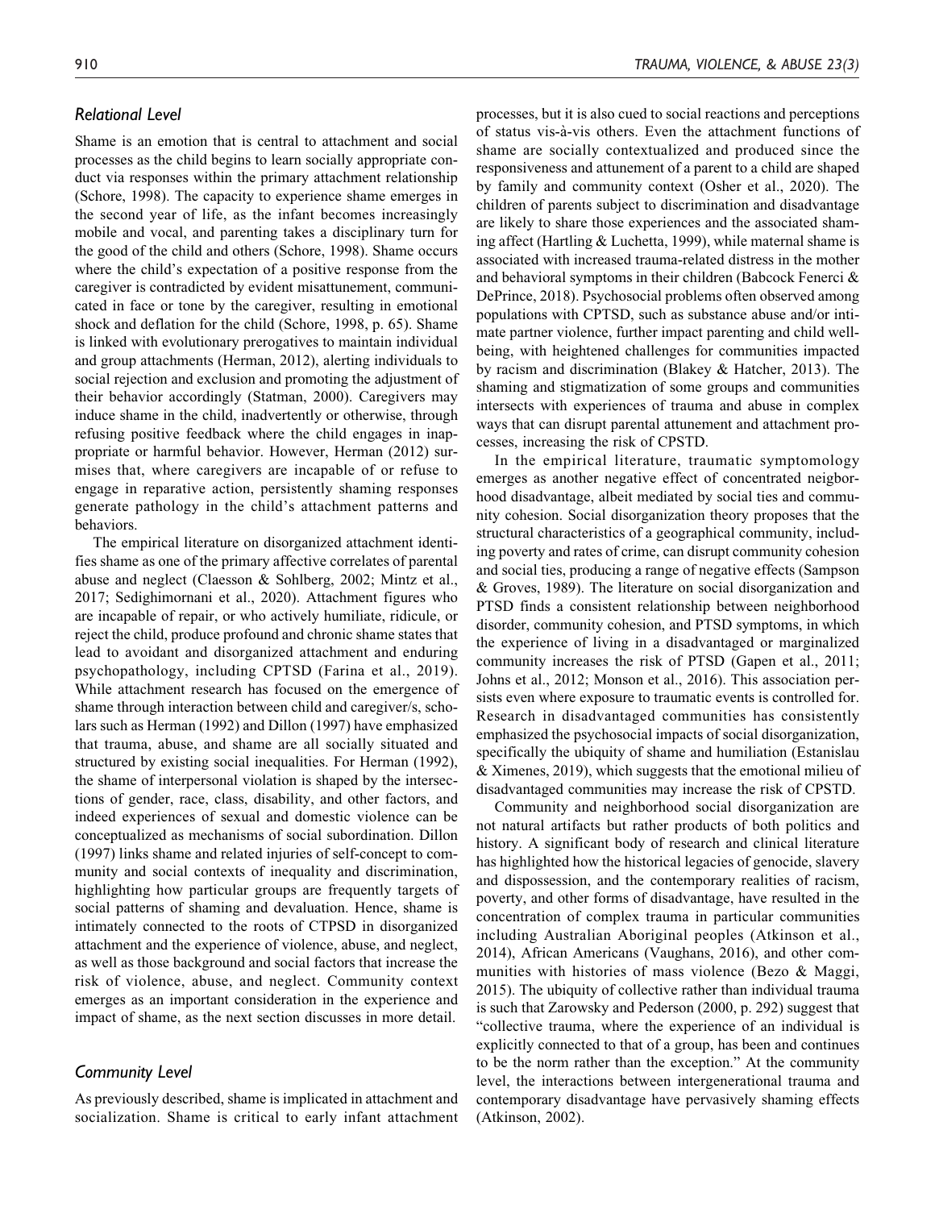### *Relational Level*

Shame is an emotion that is central to attachment and social processes as the child begins to learn socially appropriate conduct via responses within the primary attachment relationship (Schore, 1998). The capacity to experience shame emerges in the second year of life, as the infant becomes increasingly mobile and vocal, and parenting takes a disciplinary turn for the good of the child and others (Schore, 1998). Shame occurs where the child's expectation of a positive response from the caregiver is contradicted by evident misattunement, communicated in face or tone by the caregiver, resulting in emotional shock and deflation for the child (Schore, 1998, p. 65). Shame is linked with evolutionary prerogatives to maintain individual and group attachments (Herman, 2012), alerting individuals to social rejection and exclusion and promoting the adjustment of their behavior accordingly (Statman, 2000). Caregivers may induce shame in the child, inadvertently or otherwise, through refusing positive feedback where the child engages in inappropriate or harmful behavior. However, Herman (2012) surmises that, where caregivers are incapable of or refuse to engage in reparative action, persistently shaming responses generate pathology in the child's attachment patterns and behaviors.

The empirical literature on disorganized attachment identifies shame as one of the primary affective correlates of parental abuse and neglect (Claesson & Sohlberg, 2002; Mintz et al., 2017; Sedighimornani et al., 2020). Attachment figures who are incapable of repair, or who actively humiliate, ridicule, or reject the child, produce profound and chronic shame states that lead to avoidant and disorganized attachment and enduring psychopathology, including CPTSD (Farina et al., 2019). While attachment research has focused on the emergence of shame through interaction between child and caregiver/s, scholars such as Herman (1992) and Dillon (1997) have emphasized that trauma, abuse, and shame are all socially situated and structured by existing social inequalities. For Herman (1992), the shame of interpersonal violation is shaped by the intersections of gender, race, class, disability, and other factors, and indeed experiences of sexual and domestic violence can be conceptualized as mechanisms of social subordination. Dillon (1997) links shame and related injuries of self-concept to community and social contexts of inequality and discrimination, highlighting how particular groups are frequently targets of social patterns of shaming and devaluation. Hence, shame is intimately connected to the roots of CTPSD in disorganized attachment and the experience of violence, abuse, and neglect, as well as those background and social factors that increase the risk of violence, abuse, and neglect. Community context emerges as an important consideration in the experience and impact of shame, as the next section discusses in more detail.

### *Community Level*

As previously described, shame is implicated in attachment and socialization. Shame is critical to early infant attachment processes, but it is also cued to social reactions and perceptions of status vis-à-vis others. Even the attachment functions of shame are socially contextualized and produced since the responsiveness and attunement of a parent to a child are shaped by family and community context (Osher et al., 2020). The children of parents subject to discrimination and disadvantage are likely to share those experiences and the associated shaming affect (Hartling & Luchetta, 1999), while maternal shame is associated with increased trauma-related distress in the mother and behavioral symptoms in their children (Babcock Fenerci & DePrince, 2018). Psychosocial problems often observed among populations with CPTSD, such as substance abuse and/or intimate partner violence, further impact parenting and child wellbeing, with heightened challenges for communities impacted by racism and discrimination (Blakey & Hatcher, 2013). The shaming and stigmatization of some groups and communities intersects with experiences of trauma and abuse in complex ways that can disrupt parental attunement and attachment processes, increasing the risk of CPSTD.

In the empirical literature, traumatic symptomology emerges as another negative effect of concentrated neigborhood disadvantage, albeit mediated by social ties and community cohesion. Social disorganization theory proposes that the structural characteristics of a geographical community, including poverty and rates of crime, can disrupt community cohesion and social ties, producing a range of negative effects (Sampson & Groves, 1989). The literature on social disorganization and PTSD finds a consistent relationship between neighborhood disorder, community cohesion, and PTSD symptoms, in which the experience of living in a disadvantaged or marginalized community increases the risk of PTSD (Gapen et al., 2011; Johns et al., 2012; Monson et al., 2016). This association persists even where exposure to traumatic events is controlled for. Research in disadvantaged communities has consistently emphasized the psychosocial impacts of social disorganization, specifically the ubiquity of shame and humiliation (Estanislau & Ximenes, 2019), which suggests that the emotional milieu of disadvantaged communities may increase the risk of CPSTD.

Community and neighborhood social disorganization are not natural artifacts but rather products of both politics and history. A significant body of research and clinical literature has highlighted how the historical legacies of genocide, slavery and dispossession, and the contemporary realities of racism, poverty, and other forms of disadvantage, have resulted in the concentration of complex trauma in particular communities including Australian Aboriginal peoples (Atkinson et al., 2014), African Americans (Vaughans, 2016), and other communities with histories of mass violence (Bezo & Maggi, 2015). The ubiquity of collective rather than individual trauma is such that Zarowsky and Pederson (2000, p. 292) suggest that "collective trauma, where the experience of an individual is explicitly connected to that of a group, has been and continues to be the norm rather than the exception." At the community level, the interactions between intergenerational trauma and contemporary disadvantage have pervasively shaming effects (Atkinson, 2002).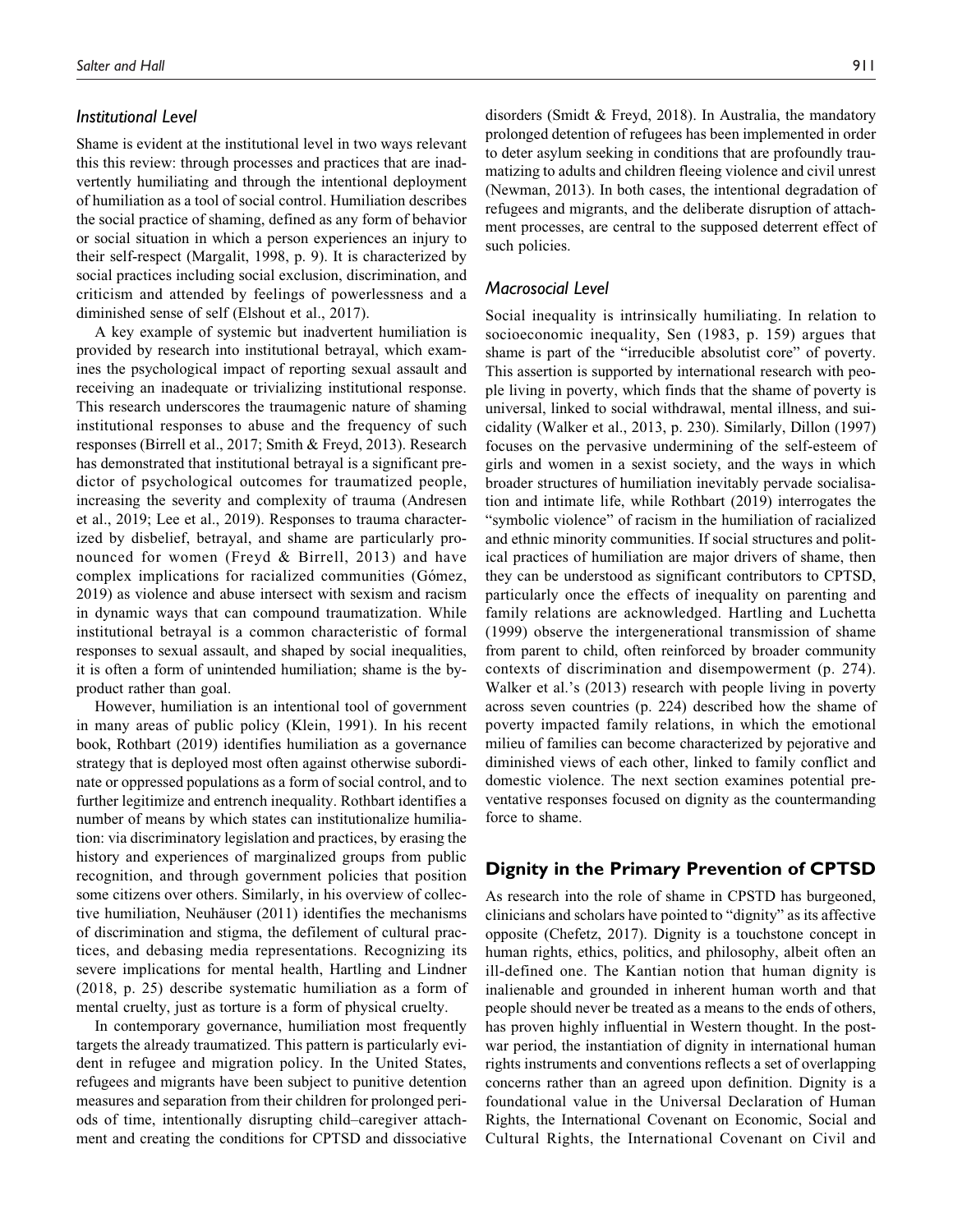### *Institutional Level*

Shame is evident at the institutional level in two ways relevant this this review: through processes and practices that are inadvertently humiliating and through the intentional deployment of humiliation as a tool of social control. Humiliation describes the social practice of shaming, defined as any form of behavior or social situation in which a person experiences an injury to their self-respect (Margalit, 1998, p. 9). It is characterized by social practices including social exclusion, discrimination, and criticism and attended by feelings of powerlessness and a diminished sense of self (Elshout et al., 2017).

A key example of systemic but inadvertent humiliation is provided by research into institutional betrayal, which examines the psychological impact of reporting sexual assault and receiving an inadequate or trivializing institutional response. This research underscores the traumagenic nature of shaming institutional responses to abuse and the frequency of such responses (Birrell et al., 2017; Smith & Freyd, 2013). Research has demonstrated that institutional betrayal is a significant predictor of psychological outcomes for traumatized people, increasing the severity and complexity of trauma (Andresen et al., 2019; Lee et al., 2019). Responses to trauma characterized by disbelief, betrayal, and shame are particularly pronounced for women (Freyd & Birrell, 2013) and have complex implications for racialized communities (Gómez, 2019) as violence and abuse intersect with sexism and racism in dynamic ways that can compound traumatization. While institutional betrayal is a common characteristic of formal responses to sexual assault, and shaped by social inequalities, it is often a form of unintended humiliation; shame is the byproduct rather than goal.

However, humiliation is an intentional tool of government in many areas of public policy (Klein, 1991). In his recent book, Rothbart (2019) identifies humiliation as a governance strategy that is deployed most often against otherwise subordinate or oppressed populations as a form of social control, and to further legitimize and entrench inequality. Rothbart identifies a number of means by which states can institutionalize humiliation: via discriminatory legislation and practices, by erasing the history and experiences of marginalized groups from public recognition, and through government policies that position some citizens over others. Similarly, in his overview of collective humiliation, Neuhäuser (2011) identifies the mechanisms of discrimination and stigma, the defilement of cultural practices, and debasing media representations. Recognizing its severe implications for mental health, Hartling and Lindner (2018, p. 25) describe systematic humiliation as a form of mental cruelty, just as torture is a form of physical cruelty.

In contemporary governance, humiliation most frequently targets the already traumatized. This pattern is particularly evident in refugee and migration policy. In the United States, refugees and migrants have been subject to punitive detention measures and separation from their children for prolonged periods of time, intentionally disrupting child–caregiver attachment and creating the conditions for CPTSD and dissociative disorders (Smidt & Freyd, 2018). In Australia, the mandatory prolonged detention of refugees has been implemented in order to deter asylum seeking in conditions that are profoundly traumatizing to adults and children fleeing violence and civil unrest (Newman, 2013). In both cases, the intentional degradation of refugees and migrants, and the deliberate disruption of attachment processes, are central to the supposed deterrent effect of such policies.

### *Macrosocial Level*

Social inequality is intrinsically humiliating. In relation to socioeconomic inequality, Sen (1983, p. 159) argues that shame is part of the "irreducible absolutist core" of poverty. This assertion is supported by international research with people living in poverty, which finds that the shame of poverty is universal, linked to social withdrawal, mental illness, and suicidality (Walker et al., 2013, p. 230). Similarly, Dillon (1997) focuses on the pervasive undermining of the self-esteem of girls and women in a sexist society, and the ways in which broader structures of humiliation inevitably pervade socialisation and intimate life, while Rothbart (2019) interrogates the "symbolic violence" of racism in the humiliation of racialized and ethnic minority communities. If social structures and political practices of humiliation are major drivers of shame, then they can be understood as significant contributors to CPTSD, particularly once the effects of inequality on parenting and family relations are acknowledged. Hartling and Luchetta (1999) observe the intergenerational transmission of shame from parent to child, often reinforced by broader community contexts of discrimination and disempowerment (p. 274). Walker et al.'s (2013) research with people living in poverty across seven countries (p. 224) described how the shame of poverty impacted family relations, in which the emotional milieu of families can become characterized by pejorative and diminished views of each other, linked to family conflict and domestic violence. The next section examines potential preventative responses focused on dignity as the countermanding force to shame.

## Dignity in the Primary Prevention of CPTSD

As research into the role of shame in CPSTD has burgeoned, clinicians and scholars have pointed to "dignity" as its affective opposite (Chefetz, 2017). Dignity is a touchstone concept in human rights, ethics, politics, and philosophy, albeit often an ill-defined one. The Kantian notion that human dignity is inalienable and grounded in inherent human worth and that people should never be treated as a means to the ends of others, has proven highly influential in Western thought. In the post-war period, the instantiation of dignity in international human rights instruments and conventions reflects a set of overlapping concerns rather than an agreed upon definition. Dignity is a foundational value in the Universal Declaration of Human Rights, the International Covenant on Economic, Social and Cultural Rights, the International Covenant on Civil and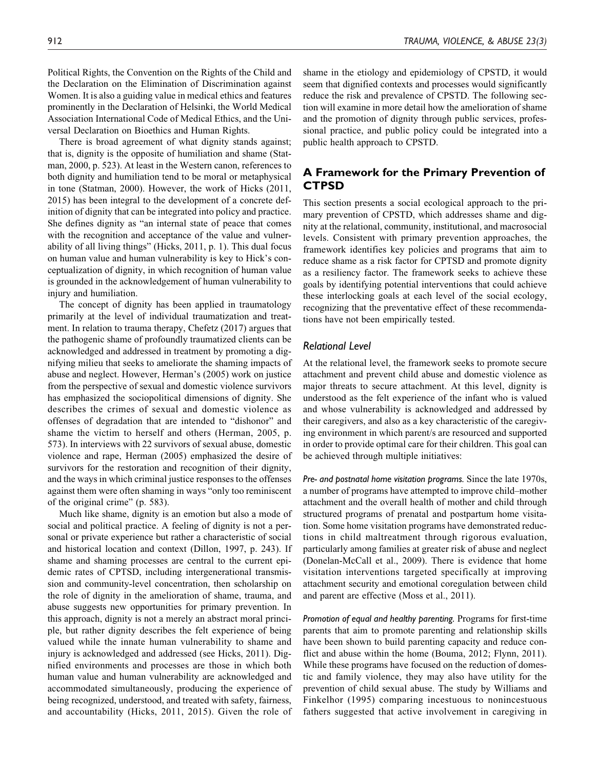Political Rights, the Convention on the Rights of the Child and the Declaration on the Elimination of Discrimination against Women. It is also a guiding value in medical ethics and features prominently in the Declaration of Helsinki, the World Medical Association International Code of Medical Ethics, and the Universal Declaration on Bioethics and Human Rights.

There is broad agreement of what dignity stands against; that is, dignity is the opposite of humiliation and shame (Statman, 2000, p. 523). At least in the Western canon, references to both dignity and humiliation tend to be moral or metaphysical in tone (Statman, 2000). However, the work of Hicks (2011, 2015) has been integral to the development of a concrete definition of dignity that can be integrated into policy and practice. She defines dignity as "an internal state of peace that comes with the recognition and acceptance of the value and vulnerability of all living things" (Hicks, 2011, p. 1). This dual focus on human value and human vulnerability is key to Hick's conceptualization of dignity, in which recognition of human value is grounded in the acknowledgement of human vulnerability to injury and humiliation.

The concept of dignity has been applied in traumatology primarily at the level of individual traumatization and treatment. In relation to trauma therapy, Chefetz (2017) argues that the pathogenic shame of profoundly traumatized clients can be acknowledged and addressed in treatment by promoting a dignifying milieu that seeks to ameliorate the shaming impacts of abuse and neglect. However, Herman's (2005) work on justice from the perspective of sexual and domestic violence survivors has emphasized the sociopolitical dimensions of dignity. She describes the crimes of sexual and domestic violence as offenses of degradation that are intended to "dishonor" and shame the victim to herself and others (Herman, 2005, p. 573). In interviews with 22 survivors of sexual abuse, domestic violence and rape, Herman (2005) emphasized the desire of survivors for the restoration and recognition of their dignity, and the ways in which criminal justice responses to the offenses against them were often shaming in ways "only too reminiscent of the original crime" (p. 583).

Much like shame, dignity is an emotion but also a mode of social and political practice. A feeling of dignity is not a personal or private experience but rather a characteristic of social and historical location and context (Dillon, 1997, p. 243). If shame and shaming processes are central to the current epidemic rates of CPTSD, including intergenerational transmission and community-level concentration, then scholarship on the role of dignity in the amelioration of shame, trauma, and abuse suggests new opportunities for primary prevention. In this approach, dignity is not a merely an abstract moral principle, but rather dignity describes the felt experience of being valued while the innate human vulnerability to shame and injury is acknowledged and addressed (see Hicks, 2011). Dignified environments and processes are those in which both human value and human vulnerability are acknowledged and accommodated simultaneously, producing the experience of being recognized, understood, and treated with safety, fairness, and accountability (Hicks, 2011, 2015). Given the role of shame in the etiology and epidemiology of CPSTD, it would seem that dignified contexts and processes would significantly reduce the risk and prevalence of CPSTD. The following section will examine in more detail how the amelioration of shame and the promotion of dignity through public services, professional practice, and public policy could be integrated into a public health approach to CPSTD.

## A Framework for the Primary Prevention of CTPSD

This section presents a social ecological approach to the primary prevention of CPSTD, which addresses shame and dignity at the relational, community, institutional, and macrosocial levels. Consistent with primary prevention approaches, the framework identifies key policies and programs that aim to reduce shame as a risk factor for CPTSD and promote dignity as a resiliency factor. The framework seeks to achieve these goals by identifying potential interventions that could achieve these interlocking goals at each level of the social ecology, recognizing that the preventative effect of these recommendations have not been empirically tested.

### *Relational Level*

At the relational level, the framework seeks to promote secure attachment and prevent child abuse and domestic violence as major threats to secure attachment. At this level, dignity is understood as the felt experience of the infant who is valued and whose vulnerability is acknowledged and addressed by their caregivers, and also as a key characteristic of the caregiving environment in which parent/s are resourced and supported in order to provide optimal care for their children. This goal can be achieved through multiple initiatives:

*Pre- and postnatal home visitation programs.* Since the late 1970s, a number of programs have attempted to improve child–mother attachment and the overall health of mother and child through structured programs of prenatal and postpartum home visitation. Some home visitation programs have demonstrated reductions in child maltreatment through rigorous evaluation, particularly among families at greater risk of abuse and neglect (Donelan-McCall et al., 2009). There is evidence that home visitation interventions targeted specifically at improving attachment security and emotional coregulation between child and parent are effective (Moss et al., 2011).

*Promotion of equal and healthy parenting.* Programs for first-time parents that aim to promote parenting and relationship skills have been shown to build parenting capacity and reduce conflict and abuse within the home (Bouma, 2012; Flynn, 2011). While these programs have focused on the reduction of domestic and family violence, they may also have utility for the prevention of child sexual abuse. The study by Williams and Finkelhor (1995) comparing incestuous to nonincestuous fathers suggested that active involvement in caregiving in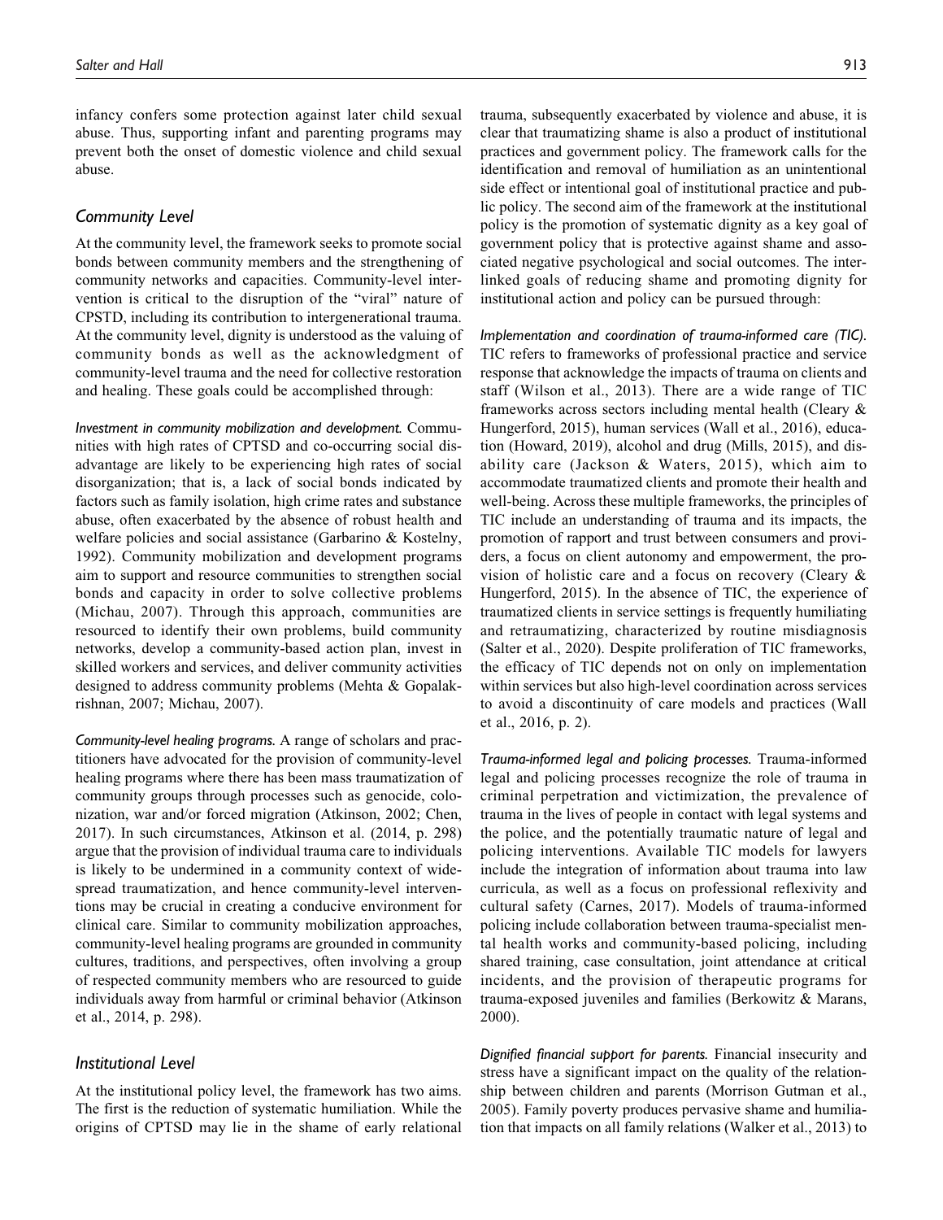infancy confers some protection against later child sexual abuse. Thus, supporting infant and parenting programs may prevent both the onset of domestic violence and child sexual abuse.

### Community Level

At the community level, the framework seeks to promote social bonds between community members and the strengthening of community networks and capacities. Community-level intervention is critical to the disruption of the "viral" nature of CPSTD, including its contribution to intergenerational trauma. At the community level, dignity is understood as the valuing of community bonds as well as the acknowledgment of community-level trauma and the need for collective restoration and healing. These goals could be accomplished through:

*Investment in community mobilization and development.* Communities with high rates of CPTSD and co-occurring social disadvantage are likely to be experiencing high rates of social disorganization; that is, a lack of social bonds indicated by factors such as family isolation, high crime rates and substance abuse, often exacerbated by the absence of robust health and welfare policies and social assistance (Garbarino & Kostelny, 1992). Community mobilization and development programs aim to support and resource communities to strengthen social bonds and capacity in order to solve collective problems (Michau, 2007). Through this approach, communities are resourced to identify their own problems, build community networks, develop a community-based action plan, invest in skilled workers and services, and deliver community activities designed to address community problems (Mehta & Gopalakrishnan, 2007; Michau, 2007).

*Community-level healing programs.* A range of scholars and practitioners have advocated for the provision of community-level healing programs where there has been mass traumatization of community groups through processes such as genocide, colonization, war and/or forced migration (Atkinson, 2002; Chen, 2017). In such circumstances, Atkinson et al. (2014, p. 298) argue that the provision of individual trauma care to individuals is likely to be undermined in a community context of widespread traumatization, and hence community-level interventions may be crucial in creating a conducive environment for clinical care. Similar to community mobilization approaches, community-level healing programs are grounded in community cultures, traditions, and perspectives, often involving a group of respected community members who are resourced to guide individuals away from harmful or criminal behavior (Atkinson et al., 2014, p. 298).

### Institutional Level

At the institutional policy level, the framework has two aims. The first is the reduction of systematic humiliation. While the origins of CPTSD may lie in the shame of early relational trauma, subsequently exacerbated by violence and abuse, it is clear that traumatizing shame is also a product of institutional practices and government policy. The framework calls for the identification and removal of humiliation as an unintentional side effect or intentional goal of institutional practice and public policy. The second aim of the framework at the institutional policy is the promotion of systematic dignity as a key goal of government policy that is protective against shame and associated negative psychological and social outcomes. The interlinked goals of reducing shame and promoting dignity for institutional action and policy can be pursued through:

*Implementation and coordination of trauma-informed care (TIC).* TIC refers to frameworks of professional practice and service response that acknowledge the impacts of trauma on clients and staff (Wilson et al., 2013). There are a wide range of TIC frameworks across sectors including mental health (Cleary & Hungerford, 2015), human services (Wall et al., 2016), education (Howard, 2019), alcohol and drug (Mills, 2015), and disability care (Jackson & Waters, 2015), which aim to accommodate traumatized clients and promote their health and well-being. Across these multiple frameworks, the principles of TIC include an understanding of trauma and its impacts, the promotion of rapport and trust between consumers and providers, a focus on client autonomy and empowerment, the provision of holistic care and a focus on recovery (Cleary & Hungerford, 2015). In the absence of TIC, the experience of traumatized clients in service settings is frequently humiliating and retraumatizing, characterized by routine misdiagnosis (Salter et al., 2020). Despite proliferation of TIC frameworks, the efficacy of TIC depends not on only on implementation within services but also high-level coordination across services to avoid a discontinuity of care models and practices (Wall et al., 2016, p. 2).

*Trauma-informed legal and policing processes.* Trauma-informed legal and policing processes recognize the role of trauma in criminal perpetration and victimization, the prevalence of trauma in the lives of people in contact with legal systems and the police, and the potentially traumatic nature of legal and policing interventions. Available TIC models for lawyers include the integration of information about trauma into law curricula, as well as a focus on professional reflexivity and cultural safety (Carnes, 2017). Models of trauma-informed policing include collaboration between trauma-specialist mental health works and community-based policing, including shared training, case consultation, joint attendance at critical incidents, and the provision of therapeutic programs for trauma-exposed juveniles and families (Berkowitz & Marans, 2000).

*Dignified financial support for parents.* Financial insecurity and stress have a significant impact on the quality of the relationship between children and parents (Morrison Gutman et al., 2005). Family poverty produces pervasive shame and humiliation that impacts on all family relations (Walker et al., 2013) to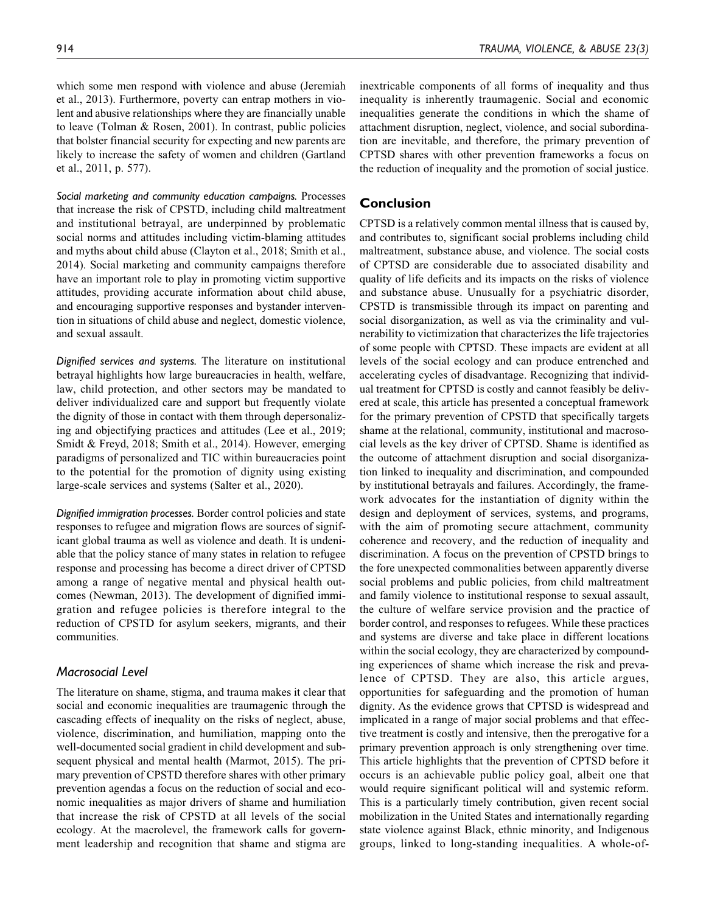which some men respond with violence and abuse (Jeremiah et al., 2013). Furthermore, poverty can entrap mothers in violent and abusive relationships where they are financially unable to leave (Tolman & Rosen, 2001). In contrast, public policies that bolster financial security for expecting and new parents are likely to increase the safety of women and children (Gartland et al., 2011, p. 577).

*Social marketing and community education campaigns.* Processes that increase the risk of CPSTD, including child maltreatment and institutional betrayal, are underpinned by problematic social norms and attitudes including victim-blaming attitudes and myths about child abuse (Clayton et al., 2018; Smith et al., 2014). Social marketing and community campaigns therefore have an important role to play in promoting victim supportive attitudes, providing accurate information about child abuse, and encouraging supportive responses and bystander intervention in situations of child abuse and neglect, domestic violence, and sexual assault.

*Dignified services and systems.* The literature on institutional betrayal highlights how large bureaucracies in health, welfare, law, child protection, and other sectors may be mandated to deliver individualized care and support but frequently violate the dignity of those in contact with them through depersonalizing and objectifying practices and attitudes (Lee et al., 2019; Smidt & Freyd, 2018; Smith et al., 2014). However, emerging paradigms of personalized and TIC within bureaucracies point to the potential for the promotion of dignity using existing large-scale services and systems (Salter et al., 2020).

*Dignified immigration processes.* Border control policies and state responses to refugee and migration flows are sources of significant global trauma as well as violence and death. It is undeniable that the policy stance of many states in relation to refugee response and processing has become a direct driver of CPTSD among a range of negative mental and physical health outcomes (Newman, 2013). The development of dignified immigration and refugee policies is therefore integral to the reduction of CPSTD for asylum seekers, migrants, and their communities.

### *Macrosocial Level*

The literature on shame, stigma, and trauma makes it clear that social and economic inequalities are traumagenic through the cascading effects of inequality on the risks of neglect, abuse, violence, discrimination, and humiliation, mapping onto the well-documented social gradient in child development and subsequent physical and mental health (Marmot, 2015). The primary prevention of CPSTD therefore shares with other primary prevention agendas a focus on the reduction of social and economic inequalities as major drivers of shame and humiliation that increase the risk of CPSTD at all levels of the social ecology. At the macrolevel, the framework calls for government leadership and recognition that shame and stigma are inextricable components of all forms of inequality and thus inequality is inherently traumagenic. Social and economic inequalities generate the conditions in which the shame of attachment disruption, neglect, violence, and social subordination are inevitable, and therefore, the primary prevention of CPTSD shares with other prevention frameworks a focus on the reduction of inequality and the promotion of social justice.

## Conclusion

CPTSD is a relatively common mental illness that is caused by, and contributes to, significant social problems including child maltreatment, substance abuse, and violence. The social costs of CPTSD are considerable due to associated disability and quality of life deficits and its impacts on the risks of violence and substance abuse. Unusually for a psychiatric disorder, CPSTD is transmissible through its impact on parenting and social disorganization, as well as via the criminality and vulnerability to victimization that characterizes the life trajectories of some people with CPTSD. These impacts are evident at all levels of the social ecology and can produce entrenched and accelerating cycles of disadvantage. Recognizing that individual treatment for CPTSD is costly and cannot feasibly be delivered at scale, this article has presented a conceptual framework for the primary prevention of CPSTD that specifically targets shame at the relational, community, institutional and macrosocial levels as the key driver of CPTSD. Shame is identified as the outcome of attachment disruption and social disorganization linked to inequality and discrimination, and compounded by institutional betrayals and failures. Accordingly, the framework advocates for the instantiation of dignity within the design and deployment of services, systems, and programs, with the aim of promoting secure attachment, community coherence and recovery, and the reduction of inequality and discrimination. A focus on the prevention of CPSTD brings to the fore unexpected commonalities between apparently diverse social problems and public policies, from child maltreatment and family violence to institutional response to sexual assault, the culture of welfare service provision and the practice of border control, and responses to refugees. While these practices and systems are diverse and take place in different locations within the social ecology, they are characterized by compounding experiences of shame which increase the risk and prevalence of CPSTD. They are also, this article argues, opportunities for safeguarding and the promotion of human dignity. As the evidence grows that CPTSD is widespread and implicated in a range of major social problems and that effective treatment is costly and intensive, then the prerogative for a primary prevention approach is only strengthening over time. This article highlights that the prevention of CPTSD before it occurs is an achievable public policy goal, albeit one that would require significant political will and systemic reform. This is a particularly timely contribution, given recent social mobilization in the United States and internationally regarding state violence against Black, ethnic minority, and Indigenous groups, linked to long-standing inequalities. A whole-of-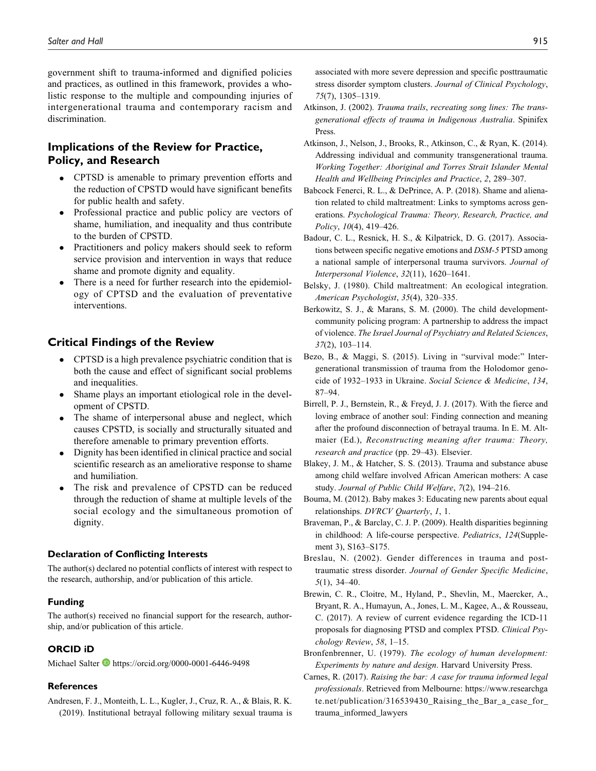government shift to trauma-informed and dignified policies and practices, as outlined in this framework, provides a wholistic response to the multiple and compounding injuries of intergenerational trauma and contemporary racism and discrimination.

## Implications of the Review for Practice, Policy, and Research

- CPTSD is amenable to primary prevention efforts and the reduction of CPSTD would have significant benefits for public health and safety.
- Professional practice and public policy are vectors of shame, humiliation, and inequality and thus contribute to the burden of CPSTD.
- Practitioners and policy makers should seek to reform service provision and intervention in ways that reduce shame and promote dignity and equality.
- There is a need for further research into the epidemiology of CPTSD and the evaluation of preventative interventions.

## Critical Findings of the Review

- CPTSD is a high prevalence psychiatric condition that is both the cause and effect of significant social problems and inequalities.
- Shame plays an important etiological role in the development of CPSTD.
- The shame of interpersonal abuse and neglect, which causes CPSTD, is socially and structurally situated and therefore amenable to primary prevention efforts.
- Dignity has been identified in clinical practice and social scientific research as an ameliorative response to shame and humiliation.
- The risk and prevalence of CPSTD can be reduced through the reduction of shame at multiple levels of the social ecology and the simultaneous promotion of dignity.

### Declaration of Conflicting Interests

The author(s) declared no potential conflicts of interest with respect to the research, authorship, and/or publication of this article.

### Funding

The author(s) received no financial support for the research, authorship, and/or publication of this article.

### ORCID iD

Michael Salter https://orcid.org/0000-0001-6446-9498

### References

Andresen, F. J., Monteith, L. L., Kugler, J., Cruz, R. A., & Blais, R. K. (2019). Institutional betrayal following military sexual trauma is associated with more severe depression and specific posttraumatic stress disorder symptom clusters. *Journal of Clinical Psychology*, *75*(7), 1305–1319.

Atkinson, J. (2002). *Trauma trails, recreating song lines: The transgenerational effects of trauma in Indigenous Australia*. Spinifex Press.

Atkinson, J., Nelson, J., Brooks, R., Atkinson, C., & Ryan, K. (2014). Addressing individual and community transgenerational trauma. *Working Together: Aboriginal and Torres Strait Islander Mental Health and Wellbeing Principles and Practice*, *2*, 289–307.

Babcock Fenerci, R. L., & DePrince, A. P. (2018). Shame and alienation related to child maltreatment: Links to symptoms across generations. *Psychological Trauma: Theory, Research, Practice, and Policy*, *10*(4), 419–426.

Badour, C. L., Resnick, H. S., & Kilpatrick, D. G. (2017). Associations between specific negative emotions and *DSM-5* PTSD among a national sample of interpersonal trauma survivors. *Journal of Interpersonal Violence*, *32*(11), 1620–1641.

Belsky, J. (1980). Child maltreatment: An ecological integration. *American Psychologist*, *35*(4), 320–335.

Berkowitz, S. J., & Marans, S. M. (2000). The child development-community policing program: A partnership to address the impact of violence. *The Israel Journal of Psychiatry and Related Sciences*, *37*(2), 103–114.

Bezo, B., & Maggi, S. (2015). Living in "survival mode:" Intergenerational transmission of trauma from the Holodomor genocide of 1932–1933 in Ukraine. *Social Science & Medicine*, *134*, 87–94.

Birrell, P. J., Bernstein, R., & Freyd, J. J. (2017). With the fierce and loving embrace of another soul: Finding connection and meaning after the profound disconnection of betrayal trauma. In E. M. Altmaier (Ed.), *Reconstructing meaning after trauma: Theory, research and practice* (pp. 29–43). Elsevier.

Blakey, J. M., & Hatcher, S. S. (2013). Trauma and substance abuse among child welfare involved African American mothers: A case study. *Journal of Public Child Welfare*, *7*(2), 194–216.

Bouma, M. (2012). Baby makes 3: Educating new parents about equal relationships. *DVRCV Quarterly*, *1*, 1.

Braveman, P., & Barclay, C. J. P. (2009). Health disparities beginning in childhood: A life-course perspective. *Pediatrics*, *124*(Supplement 3), S163–S175.

Breslau, N. (2002). Gender differences in trauma and posttraumatic stress disorder. *Journal of Gender Specific Medicine*, *5*(1), 34–40.

Brewin, C. R., Cloitre, M., Hyland, P., Shevlin, M., Maercker, A., Bryant, R. A., Humayun, A., Jones, L. M., Kagee, A., & Rousseau, C. (2017). A review of current evidence regarding the ICD-11 proposals for diagnosing PTSD and complex PTSD. *Clinical Psychology Review*, *58*, 1–15.

Bronfenbrenner, U. (1979). *The ecology of human development: Experiments by nature and design*. Harvard University Press.

Carnes, R. (2017). *Raising the bar: A case for trauma informed legal professionals*. Retrieved from Melbourne: https://www.researchgate.net/publication/316539430_Raising_the_Bar_a_case_for_trauma_informed_lawyers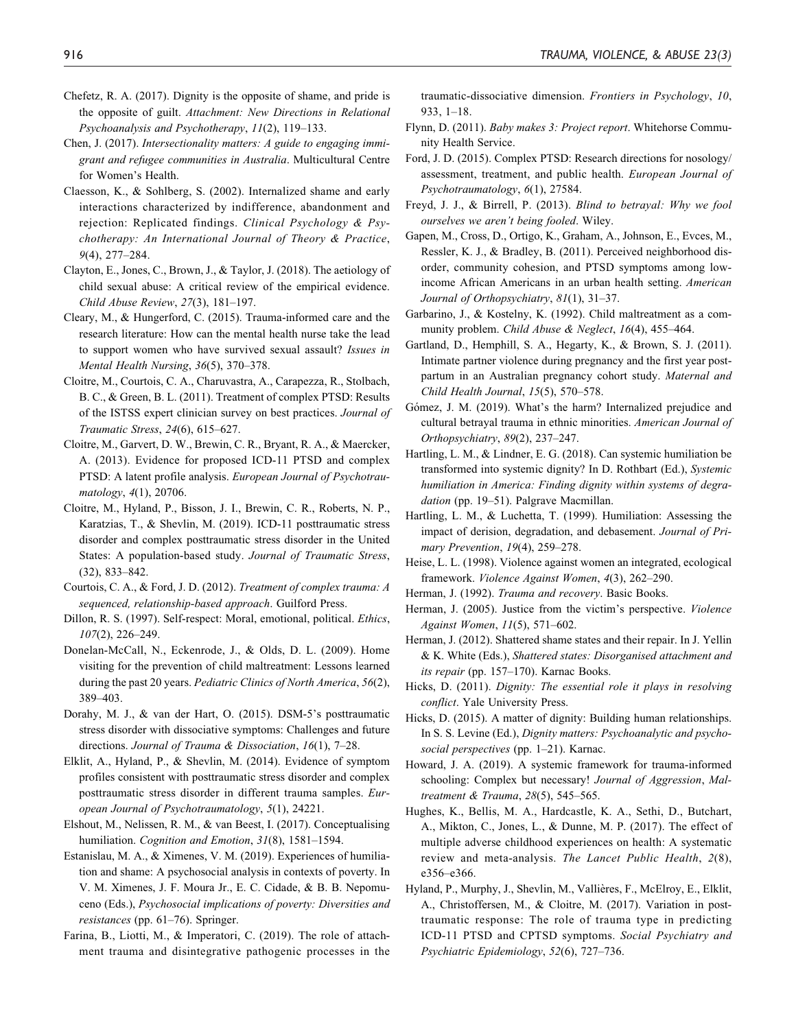Chefetz, R. A. (2017). Dignity is the opposite of shame, and pride is the opposite of guilt. *Attachment: New Directions in Relational Psychoanalysis and Psychotherapy*, *11*(2), 119–133.

Chen, J. (2017). *Intersectionality matters: A guide to engaging immigrant and refugee communities in Australia*. Multicultural Centre for Women's Health.

Claesson, K., & Sohlberg, S. (2002). Internalized shame and early interactions characterized by indifference, abandonment and rejection: Replicated findings. *Clinical Psychology & Psychotherapy: An International Journal of Theory & Practice*, *9*(4), 277–284.

Clayton, E., Jones, C., Brown, J., & Taylor, J. (2018). The aetiology of child sexual abuse: A critical review of the empirical evidence. *Child Abuse Review*, *27*(3), 181–197.

Cleary, M., & Hungerford, C. (2015). Trauma-informed care and the research literature: How can the mental health nurse take the lead to support women who have survived sexual assault? *Issues in Mental Health Nursing*, *36*(5), 370–378.

Cloitre, M., Courtois, C. A., Charuvastra, A., Carapezza, R., Stolbach, B. C., & Green, B. L. (2011). Treatment of complex PTSD: Results of the ISTSS expert clinician survey on best practices. *Journal of Traumatic Stress*, *24*(6), 615–627.

Cloitre, M., Garvert, D. W., Brewin, C. R., Bryant, R. A., & Maercker, A. (2013). Evidence for proposed ICD-11 PTSD and complex PTSD: A latent profile analysis. *European Journal of Psychotraumatology*, *4*(1), 20706.

Cloitre, M., Hyland, P., Bisson, J. I., Brewin, C. R., Roberts, N. P., Karatzias, T., & Shevlin, M. (2019). ICD-11 posttraumatic stress disorder and complex posttraumatic stress disorder in the United States: A population-based study. *Journal of Traumatic Stress*, (32), 833–842.

Courtois, C. A., & Ford, J. D. (2012). *Treatment of complex trauma: A sequenced, relationship-based approach*. Guilford Press.

Dillon, R. S. (1997). Self-respect: Moral, emotional, political. *Ethics*, *107*(2), 226–249.

Donelan-McCall, N., Eckenrode, J., & Olds, D. L. (2009). Home visiting for the prevention of child maltreatment: Lessons learned during the past 20 years. *Pediatric Clinics of North America*, *56*(2), 389–403.

Dorahy, M. J., & van der Hart, O. (2015). DSM-5's posttraumatic stress disorder with dissociative symptoms: Challenges and future directions. *Journal of Trauma & Dissociation*, *16*(1), 7–28.

Elklit, A., Hyland, P., & Shevlin, M. (2014). Evidence of symptom profiles consistent with posttraumatic stress disorder and complex posttraumatic stress disorder in different trauma samples. *European Journal of Psychotraumatology*, *5*(1), 24221.

Elshout, M., Nelissen, R. M., & van Beest, I. (2017). Conceptualising humiliation. *Cognition and Emotion*, *31*(8), 1581–1594.

Estanislau, M. A., & Ximenes, V. M. (2019). Experiences of humiliation and shame: A psychosocial analysis in contexts of poverty. In V. M. Ximenes, J. F. Moura Jr., E. C. Cidade, & B. B. Nepomuceno (Eds.), *Psychosocial implications of poverty: Diversities and resistances* (pp. 61–76). Springer.

Farina, B., Liotti, M., & Imperatori, C. (2019). The role of attachment trauma and disintegrative pathogenic processes in the traumatic-dissociative dimension. *Frontiers in Psychology*, *10*, 933, 1–18.

Flynn, D. (2011). *Baby makes 3: Project report*. Whitehorse Community Health Service.

Ford, J. D. (2015). Complex PTSD: Research directions for nosology/assessment, treatment, and public health. *European Journal of Psychotraumatology*, *6*(1), 27584.

Freyd, J. J., & Birrell, P. (2013). *Blind to betrayal: Why we fool ourselves we aren't being fooled*. Wiley.

Gapen, M., Cross, D., Ortigo, K., Graham, A., Johnson, E., Evces, M., Ressler, K. J., & Bradley, B. (2011). Perceived neighborhood disorder, community cohesion, and PTSD symptoms among low-income African Americans in an urban health setting. *American Journal of Orthopsychiatry*, *81*(1), 31–37.

Garbarino, J., & Kostelny, K. (1992). Child maltreatment as a community problem. *Child Abuse & Neglect*, *16*(4), 455–464.

Gartland, D., Hemphill, S. A., Hegarty, K., & Brown, S. J. (2011). Intimate partner violence during pregnancy and the first year postpartum in an Australian pregnancy cohort study. *Maternal and Child Health Journal*, *15*(5), 570–578.

Gómez, J. M. (2019). What's the harm? Internalized prejudice and cultural betrayal trauma in ethnic minorities. *American Journal of Orthopsychiatry*, *89*(2), 237–247.

Hartling, L. M., & Lindner, E. G. (2018). Can systemic humiliation be transformed into systemic dignity? In D. Rothbart (Ed.), *Systemic humiliation in America: Finding dignity within systems of degradation* (pp. 19–51). Palgrave Macmillan.

Hartling, L. M., & Luchetta, T. (1999). Humiliation: Assessing the impact of derision, degradation, and debasement. *Journal of Primary Prevention*, *19*(4), 259–278.

Heise, L. L. (1998). Violence against women an integrated, ecological framework. *Violence Against Women*, *4*(3), 262–290.

Herman, J. (1992). *Trauma and recovery*. Basic Books.

Herman, J. (2005). Justice from the victim's perspective. *Violence Against Women*, *11*(5), 571–602.

Herman, J. (2012). Shattered shame states and their repair. In J. Yellin & K. White (Eds.), *Shattered states: Disorganised attachment and its repair* (pp. 157–170). Karnac Books.

Hicks, D. (2011). *Dignity: The essential role it plays in resolving conflict*. Yale University Press.

Hicks, D. (2015). A matter of dignity: Building human relationships. In S. S. Levine (Ed.), *Dignity matters: Psychoanalytic and psychosocial perspectives* (pp. 1–21). Karnac.

Howard, J. A. (2019). A systemic framework for trauma-informed schooling: Complex but necessary! *Journal of Aggression, Maltreatment & Trauma*, *28*(5), 545–565.

Hughes, K., Bellis, M. A., Hardcastle, K. A., Sethi, D., Butchart, A., Mikton, C., Jones, L., & Dunne, M. P. (2017). The effect of multiple adverse childhood experiences on health: A systematic review and meta-analysis. *The Lancet Public Health*, *2*(8), e356–e366.

Hyland, P., Murphy, J., Shevlin, M., Vallières, F., McElroy, E., Elklit, A., Christoffersen, M., & Cloitre, M. (2017). Variation in posttraumatic response: The role of trauma type in predicting ICD-11 PTSD and CPTSD symptoms. *Social Psychiatry and Psychiatric Epidemiology*, *52*(6), 727–736.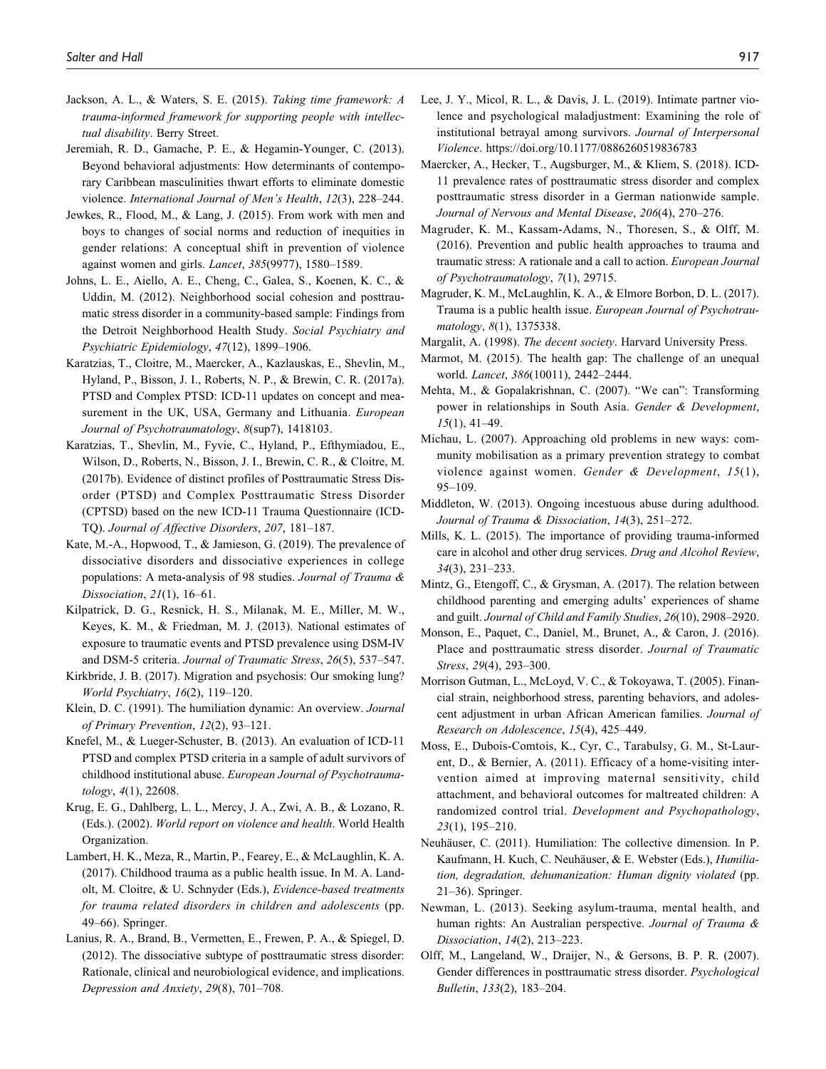Jackson, A. L., & Waters, S. E. (2015). *Taking time framework: A trauma-informed framework for supporting people with intellectual disability*. Berry Street.

Jeremiah, R. D., Gamache, P. E., & Hegamin-Younger, C. (2013). Beyond behavioral adjustments: How determinants of contemporary Caribbean masculinities thwart efforts to eliminate domestic violence. *International Journal of Men's Health*, *12*(3), 228–244.

Jewkes, R., Flood, M., & Lang, J. (2015). From work with men and boys to changes of social norms and reduction of inequities in gender relations: A conceptual shift in prevention of violence against women and girls. *Lancet*, *385*(9977), 1580–1589.

Johns, L. E., Aiello, A. E., Cheng, C., Galea, S., Koenen, K. C., & Uddin, M. (2012). Neighborhood social cohesion and posttraumatic stress disorder in a community-based sample: Findings from the Detroit Neighborhood Health Study. *Social Psychiatry and Psychiatric Epidemiology*, *47*(12), 1899–1906.

Karatzias, T., Cloitre, M., Maercker, A., Kazlauskas, E., Shevlin, M., Hyland, P., Bisson, J. I., Roberts, N. P., & Brewin, C. R. (2017a). PTSD and Complex PTSD: ICD-11 updates on concept and measurement in the UK, USA, Germany and Lithuania. *European Journal of Psychotraumatology*, *8*(sup7), 1418103.

Karatzias, T., Shevlin, M., Fyvie, C., Hyland, P., Efthymiadou, E., Wilson, D., Roberts, N., Bisson, J. I., Brewin, C. R., & Cloitre, M. (2017b). Evidence of distinct profiles of Posttraumatic Stress Disorder (PTSD) and Complex Posttraumatic Stress Disorder (CPTSD) based on the new ICD-11 Trauma Questionnaire (ICD-TQ). *Journal of Affective Disorders*, *207*, 181–187.

Kate, M.-A., Hopwood, T., & Jamieson, G. (2019). The prevalence of dissociative disorders and dissociative experiences in college populations: A meta-analysis of 98 studies. *Journal of Trauma & Dissociation*, *21*(1), 16–61.

Kilpatrick, D. G., Resnick, H. S., Milanak, M. E., Miller, M. W., Keyes, K. M., & Friedman, M. J. (2013). National estimates of exposure to traumatic events and PTSD prevalence using DSM-IV and DSM-5 criteria. *Journal of Traumatic Stress*, *26*(5), 537–547.

Kirkbride, J. B. (2017). Migration and psychosis: Our smoking lung? *World Psychiatry*, *16*(2), 119–120.

Klein, D. C. (1991). The humiliation dynamic: An overview. *Journal of Primary Prevention*, *12*(2), 93–121.

Knefel, M., & Lueger-Schuster, B. (2013). An evaluation of ICD-11 PTSD and complex PTSD criteria in a sample of adult survivors of childhood institutional abuse. *European Journal of Psychotraumatology*, *4*(1), 22608.

Krug, E. G., Dahlberg, L. L., Mercy, J. A., Zwi, A. B., & Lozano, R. (Eds.). (2002). *World report on violence and health*. World Health Organization.

Lambert, H. K., Meza, R., Martin, P., Fearey, E., & McLaughlin, K. A. (2017). Childhood trauma as a public health issue. In M. A. Landolt, M. Cloitre, & U. Schnyder (Eds.), *Evidence-based treatments for trauma related disorders in children and adolescents* (pp. 49–66). Springer.

Lanius, R. A., Brand, B., Vermetten, E., Frewen, P. A., & Spiegel, D. (2012). The dissociative subtype of posttraumatic stress disorder: Rationale, clinical and neurobiological evidence, and implications. *Depression and Anxiety*, *29*(8), 701–708.

Lee, J. Y., Micol, R. L., & Davis, J. L. (2019). Intimate partner violence and psychological maladjustment: Examining the role of institutional betrayal among survivors. *Journal of Interpersonal Violence*. https://doi.org/10.1177/0886260519836783

Maercker, A., Hecker, T., Augsburger, M., & Kliem, S. (2018). ICD-11 prevalence rates of posttraumatic stress disorder and complex posttraumatic stress disorder in a German nationwide sample. *Journal of Nervous and Mental Disease*, *206*(4), 270–276.

Magruder, K. M., Kassam-Adams, N., Thoresen, S., & Olff, M. (2016). Prevention and public health approaches to trauma and traumatic stress: A rationale and a call to action. *European Journal of Psychotraumatology*, *7*(1), 29715.

Magruder, K. M., McLaughlin, K. A., & Elmore Borbon, D. L. (2017). Trauma is a public health issue. *European Journal of Psychotraumatology*, *8*(1), 1375338.

Margalit, A. (1998). *The decent society*. Harvard University Press.

Marmot, M. (2015). The health gap: The challenge of an unequal world. *Lancet*, *386*(10011), 2442–2444.

Mehta, M., & Gopalakrishnan, C. (2007). "We can": Transforming power in relationships in South Asia. *Gender & Development*, *15*(1), 41–49.

Michau, L. (2007). Approaching old problems in new ways: community mobilisation as a primary prevention strategy to combat violence against women. *Gender & Development*, *15*(1), 95–109.

Middleton, W. (2013). Ongoing incestuous abuse during adulthood. *Journal of Trauma & Dissociation*, *14*(3), 251–272.

Mills, K. L. (2015). The importance of providing trauma-informed care in alcohol and other drug services. *Drug and Alcohol Review*, *34*(3), 231–233.

Mintz, G., Etengoff, C., & Grysman, A. (2017). The relation between childhood parenting and emerging adults' experiences of shame and guilt. *Journal of Child and Family Studies*, *26*(10), 2908–2920.

Monson, E., Paquet, C., Daniel, M., Brunet, A., & Caron, J. (2016). Place and posttraumatic stress disorder. *Journal of Traumatic Stress*, *29*(4), 293–300.

Morrison Gutman, L., McLoyd, V. C., & Tokoyawa, T. (2005). Financial strain, neighborhood stress, parenting behaviors, and adolescent adjustment in urban African American families. *Journal of Research on Adolescence*, *15*(4), 425–449.

Moss, E., Dubois-Comtois, K., Cyr, C., Tarabulsy, G. M., St-Laurent, D., & Bernier, A. (2011). Efficacy of a home-visiting intervention aimed at improving maternal sensitivity, child attachment, and behavioral outcomes for maltreated children: A randomized control trial. *Development and Psychopathology*, *23*(1), 195–210.

Neuhäuser, C. (2011). Humiliation: The collective dimension. In P. Kaufmann, H. Kuch, C. Neuhäuser, & E. Webster (Eds.), *Humiliation, degradation, dehumanization: Human dignity violated* (pp. 21–36). Springer.

Newman, L. (2013). Seeking asylum-trauma, mental health, and human rights: An Australian perspective. *Journal of Trauma & Dissociation*, *14*(2), 213–223.

Olff, M., Langeland, W., Draijer, N., & Gersons, B. P. R. (2007). Gender differences in posttraumatic stress disorder. *Psychological Bulletin*, *133*(2), 183–204.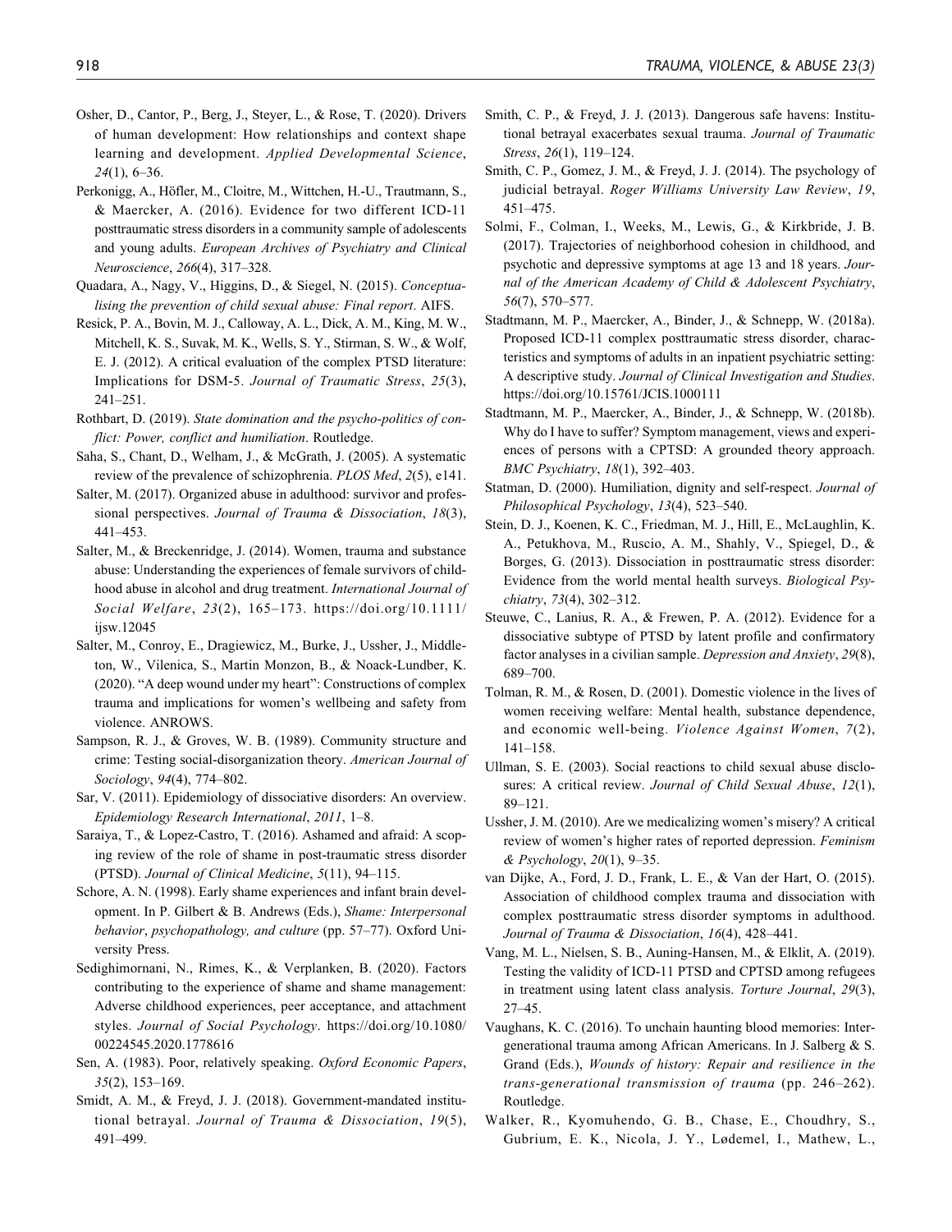Osher, D., Cantor, P., Berg, J., Steyer, L., & Rose, T. (2020). Drivers of human development: How relationships and context shape learning and development. *Applied Developmental Science*, *24*(1), 6–36.

Perkonigg, A., Höfler, M., Cloitre, M., Wittchen, H.-U., Trautmann, S., & Maercker, A. (2016). Evidence for two different ICD-11 posttraumatic stress disorders in a community sample of adolescents and young adults. *European Archives of Psychiatry and Clinical Neuroscience*, *266*(4), 317–328.

Quadara, A., Nagy, V., Higgins, D., & Siegel, N. (2015). *Conceptualising the prevention of child sexual abuse: Final report*. AIFS.

Resick, P. A., Bovin, M. J., Calloway, A. L., Dick, A. M., King, M. W., Mitchell, K. S., Suvak, M. K., Wells, S. Y., Stirman, S. W., & Wolf, E. J. (2012). A critical evaluation of the complex PTSD literature: Implications for DSM-5. *Journal of Traumatic Stress*, *25*(3), 241–251.

Rothbart, D. (2019). *State domination and the psycho-politics of conflict: Power, conflict and humiliation*. Routledge.

Saha, S., Chant, D., Welham, J., & McGrath, J. (2005). A systematic review of the prevalence of schizophrenia. *PLOS Med*, *2*(5), e141.

Salter, M. (2017). Organized abuse in adulthood: survivor and professional perspectives. *Journal of Trauma & Dissociation*, *18*(3), 441–453.

Salter, M., & Breckenridge, J. (2014). Women, trauma and substance abuse: Understanding the experiences of female survivors of childhood abuse in alcohol and drug treatment. *International Journal of Social Welfare*, *23*(2), 165–173. https://doi.org/10.1111/ijsw.12045

Salter, M., Conroy, E., Dragiewicz, M., Burke, J., Ussher, J., Middleton, W., Vilenica, S., Martin Monzon, B., & Noack-Lundber, K. (2020). "A deep wound under my heart": Constructions of complex trauma and implications for women's wellbeing and safety from violence. ANROWS.

Sampson, R. J., & Groves, W. B. (1989). Community structure and crime: Testing social-disorganization theory. *American Journal of Sociology*, *94*(4), 774–802.

Sar, V. (2011). Epidemiology of dissociative disorders: An overview. *Epidemiology Research International*, *2011*, 1–8.

Saraiya, T., & Lopez-Castro, T. (2016). Ashamed and afraid: A scoping review of the role of shame in post-traumatic stress disorder (PTSD). *Journal of Clinical Medicine*, *5*(11), 94–115.

Schore, A. N. (1998). Early shame experiences and infant brain development. In P. Gilbert & B. Andrews (Eds.), *Shame: Interpersonal behavior*, *psychopathology, and culture* (pp. 57–77). Oxford University Press.

Sedighimornani, N., Rimes, K., & Verplanken, B. (2020). Factors contributing to the experience of shame and shame management: Adverse childhood experiences, peer acceptance, and attachment styles. *Journal of Social Psychology*. https://doi.org/10.1080/00224545.2020.1778616

Sen, A. (1983). Poor, relatively speaking. *Oxford Economic Papers*, *35*(2), 153–169.

Smidt, A. M., & Freyd, J. J. (2018). Government-mandated institutional betrayal. *Journal of Trauma & Dissociation*, *19*(5), 491–499.

Smith, C. P., & Freyd, J. J. (2013). Dangerous safe havens: Institutional betrayal exacerbates sexual trauma. *Journal of Traumatic Stress*, *26*(1), 119–124.

Smith, C. P., Gomez, J. M., & Freyd, J. J. (2014). The psychology of judicial betrayal. *Roger Williams University Law Review*, *19*, 451–475.

Solmi, F., Colman, I., Weeks, M., Lewis, G., & Kirkbride, J. B. (2017). Trajectories of neighborhood cohesion in childhood, and psychotic and depressive symptoms at age 13 and 18 years. *Journal of the American Academy of Child & Adolescent Psychiatry*, *56*(7), 570–577.

Stadtmann, M. P., Maercker, A., Binder, J., & Schnepp, W. (2018a). Proposed ICD-11 complex posttraumatic stress disorder, characteristics and symptoms of adults in an inpatient psychiatric setting: A descriptive study. *Journal of Clinical Investigation and Studies*. https://doi.org/10.15761/JCIS.1000111

Stadtmann, M. P., Maercker, A., Binder, J., & Schnepp, W. (2018b). Why do I have to suffer? Symptom management, views and experiences of persons with a CPTSD: A grounded theory approach. *BMC Psychiatry*, *18*(1), 392–403.

Statman, D. (2000). Humiliation, dignity and self-respect. *Journal of Philosophical Psychology*, *13*(4), 523–540.

Stein, D. J., Koenen, K. C., Friedman, M. J., Hill, E., McLaughlin, K. A., Petukhova, M., Ruscio, A. M., Shahly, V., Spiegel, D., & Borges, G. (2013). Dissociation in posttraumatic stress disorder: Evidence from the world mental health surveys. *Biological Psychiatry*, *73*(4), 302–312.

Steuwe, C., Lanius, R. A., & Frewen, P. A. (2012). Evidence for a dissociative subtype of PTSD by latent profile and confirmatory factor analyses in a civilian sample. *Depression and Anxiety*, *29*(8), 689–700.

Tolman, R. M., & Rosen, D. (2001). Domestic violence in the lives of women receiving welfare: Mental health, substance dependence, and economic well-being. *Violence Against Women*, *7*(2), 141–158.

Ullman, S. E. (2003). Social reactions to child sexual abuse disclosures: A critical review. *Journal of Child Sexual Abuse*, *12*(1), 89–121.

Ussher, J. M. (2010). Are we medicalizing women's misery? A critical review of women's higher rates of reported depression. *Feminism & Psychology*, *20*(1), 9–35.

van Dijke, A., Ford, J. D., Frank, L. E., & Van der Hart, O. (2015). Association of childhood complex trauma and dissociation with complex posttraumatic stress disorder symptoms in adulthood. *Journal of Trauma & Dissociation*, *16*(4), 428–441.

Vang, M. L., Nielsen, S. B., Auning-Hansen, M., & Elklit, A. (2019). Testing the validity of ICD-11 PTSD and CPTSD among refugees in treatment using latent class analysis. *Torture Journal*, *29*(3), 27–45.

Vaughans, K. C. (2016). To unchain haunting blood memories: Intergenerational trauma among African Americans. In J. Salberg & S. Grand (Eds.), *Wounds of history: Repair and resilience in the trans-generational transmission of trauma* (pp. 246–262). Routledge.

Walker, R., Kyomuhendo, G. B., Chase, E., Choudhry, S., Gubrium, E. K., Nicola, J. Y., Lødemel, I., Mathew, L.,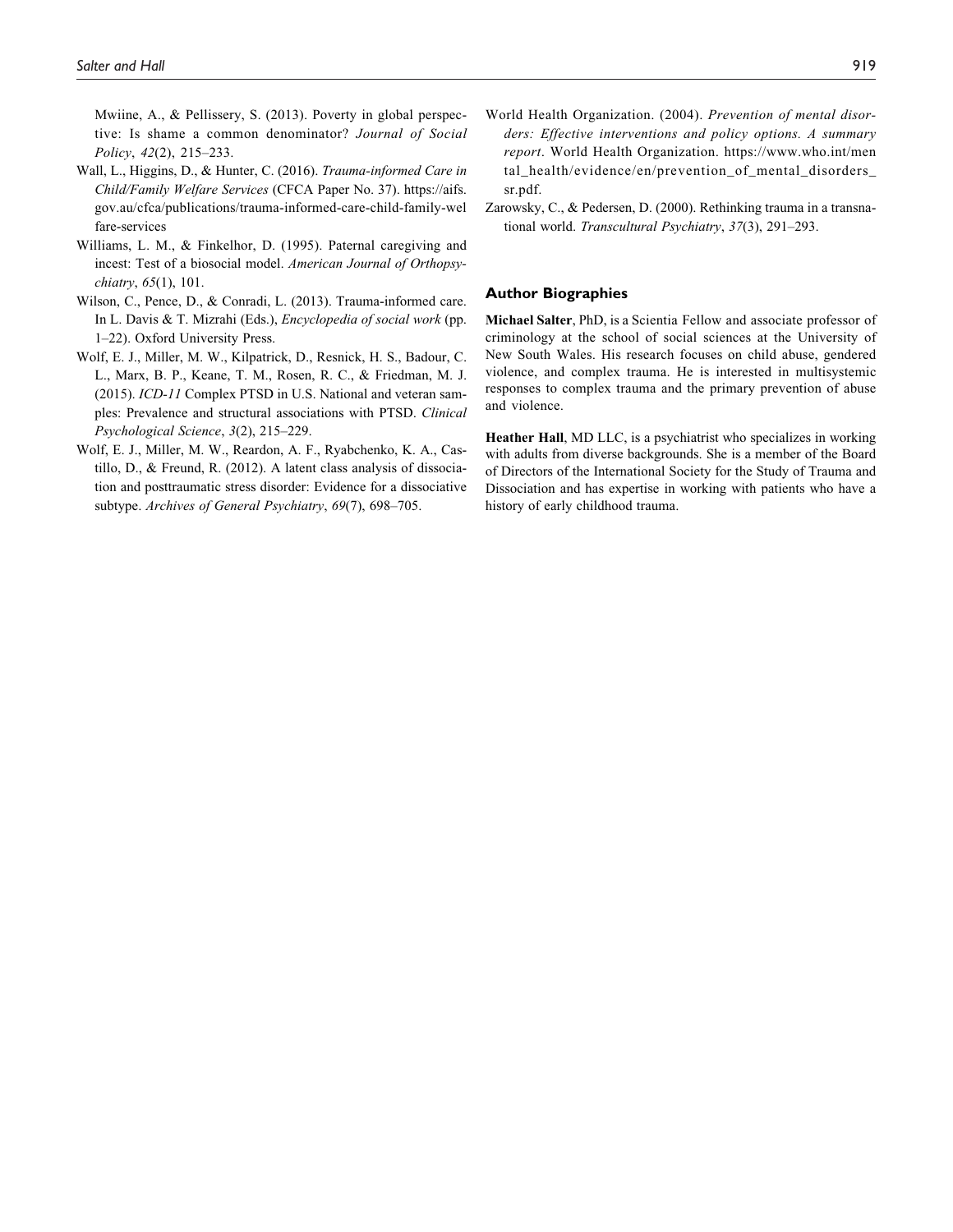Mwiine, A., & Pellissery, S. (2013). Poverty in global perspective: Is shame a common denominator? *Journal of Social Policy*, *42*(2), 215–233.

Wall, L., Higgins, D., & Hunter, C. (2016). *Trauma-informed Care in Child/Family Welfare Services* (CFCA Paper No. 37). https://aifs.gov.au/cfca/publications/trauma-informed-care-child-family-welfare-services

Williams, L. M., & Finkelhor, D. (1995). Paternal caregiving and incest: Test of a biosocial model. *American Journal of Orthopsychiatry*, *65*(1), 101.

Wilson, C., Pence, D., & Conradi, L. (2013). Trauma-informed care. In L. Davis & T. Mizrahi (Eds.), *Encyclopedia of social work* (pp. 1–22). Oxford University Press.

Wolf, E. J., Miller, M. W., Kilpatrick, D., Resnick, H. S., Badour, C. L., Marx, B. P., Keane, T. M., Rosen, R. C., & Friedman, M. J. (2015). *ICD-11* Complex PTSD in U.S. National and veteran samples: Prevalence and structural associations with PTSD. *Clinical Psychological Science*, *3*(2), 215–229.

Wolf, E. J., Miller, M. W., Reardon, A. F., Ryabchenko, K. A., Castillo, D., & Freund, R. (2012). A latent class analysis of dissociation and posttraumatic stress disorder: Evidence for a dissociative subtype. *Archives of General Psychiatry*, *69*(7), 698–705.

World Health Organization. (2004). *Prevention of mental disorders: Effective interventions and policy options. A summary report*. World Health Organization. https://www.who.int/mental_health/evidence/en/prevention_of_mental_disorders_sr.pdf.

Zarowsky, C., & Pedersen, D. (2000). Rethinking trauma in a transnational world. *Transcultural Psychiatry*, *37*(3), 291–293.

## Author Biographies

**Michael Salter**, PhD, is a Scientia Fellow and associate professor of criminology at the school of social sciences at the University of New South Wales. His research focuses on child abuse, gendered violence, and complex trauma. He is interested in multisystemic responses to complex trauma and the primary prevention of abuse and violence.

**Heather Hall**, MD LLC, is a psychiatrist who specializes in working with adults from diverse backgrounds. She is a member of the Board of Directors of the International Society for the Study of Trauma and Dissociation and has expertise in working with patients who have a history of early childhood trauma.